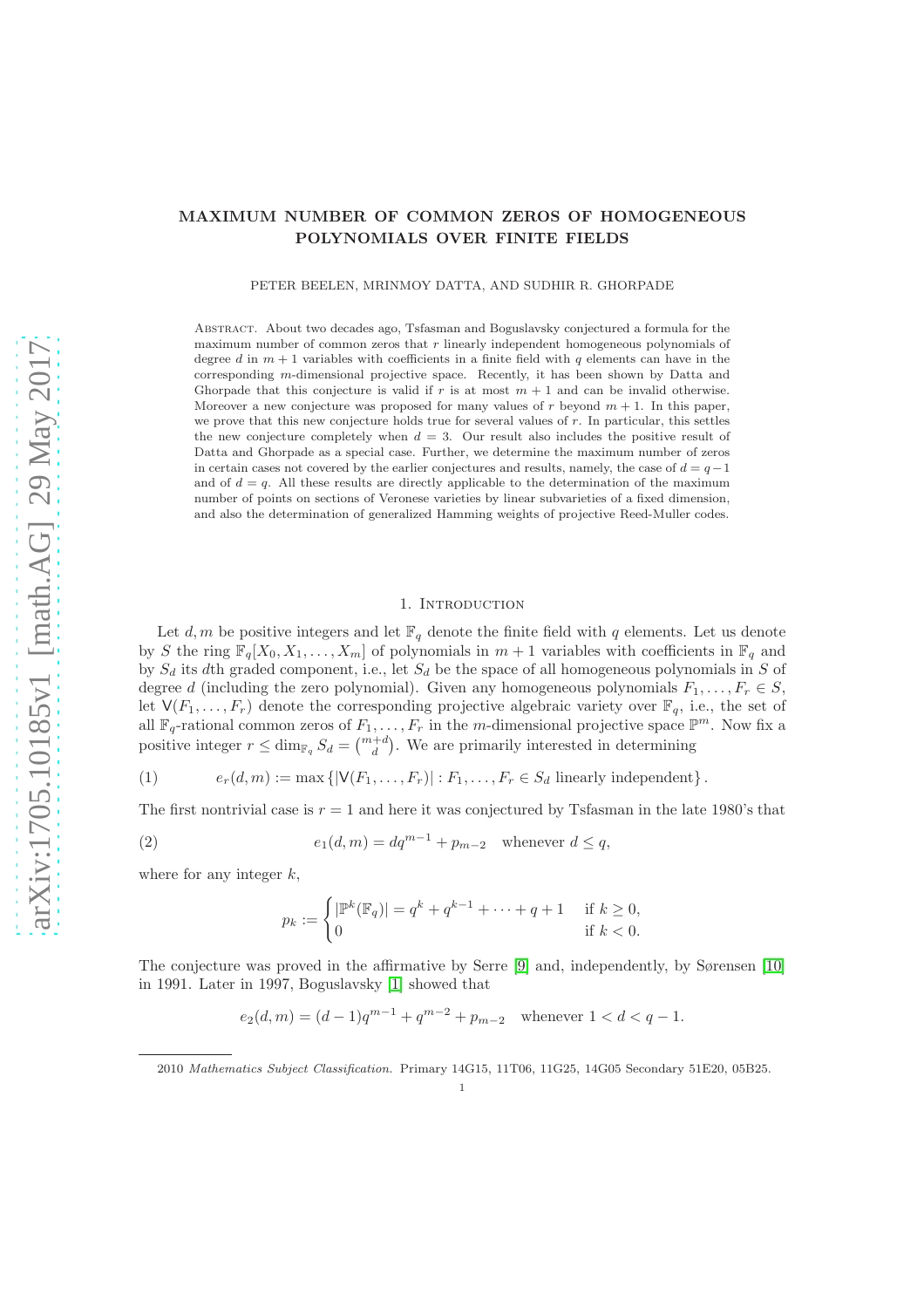# MAXIMUM NUMBER OF COMMON ZEROS OF HOMOGENEOUS POLYNOMIALS OVER FINITE FIELDS

PETER BEELEN, MRINMOY DATTA, AND SUDHIR R. GHORPADE

Abstract. About two decades ago, Tsfasman and Boguslavsky conjectured a formula for the maximum number of common zeros that $r$ linearly independent homogeneous polynomials of degree $d$ in $m+1$ variables with coefficients in a finite field with $q$ elements can have in the corresponding $m$-dimensional projective space. Recently, it has been shown by Datta and Ghorpade that this conjecture is valid if $r$ is at most $m+1$ and can be invalid otherwise. Moreover a new conjecture was proposed for many values of $r$ beyond $m+1$. In this paper, we prove that this new conjecture holds true for several values of $r$. In particular, this settles the new conjecture completely when $d = 3$. Our result also includes the positive result of Datta and Ghorpade as a special case. Further, we determine the maximum number of zeros in certain cases not covered by the earlier conjectures and results, namely, the case of $d = q-1$ and of $d = q$. All these results are directly applicable to the determination of the maximum number of points on sections of Veronese varieties by linear subvarieties of a fixed dimension, and also the determination of generalized Hamming weights of projective Reed-Muller codes.

## 1. Introduction

Let $d, m$ be positive integers and let $\mathbb{F}_q$ denote the finite field with $q$ elements. Let us denote by $S$ the ring $\mathbb{F}_q[X_0, X_1, \dots, X_m]$ of polynomials in $m+1$ variables with coefficients in $\mathbb{F}_q$ and by $S_d$ its $d$th graded component, i.e., let $S_d$ be the space of all homogeneous polynomials in $S$ of degree $d$ (including the zero polynomial). Given any homogeneous polynomials $F_1, \dots, F_r \in S$, let $\mathsf{V}(F_1, \dots, F_r)$ denote the corresponding projective algebraic variety over $\mathbb{F}_q$, i.e., the set of all $\mathbb{F}_q$-rational common zeros of $F_1, \dots, F_r$ in the $m$-dimensional projective space $\mathbb{P}^m$. Now fix a positive integer $r \leq \dim_{\mathbb{F}_q} S_d = \binom{m+d}{d}$. We are primarily interested in determining

$$e_r(d, m) := \max\{|\mathsf{V}(F_1, \dots, F_r)| : F_1, \dots, F_r \in S_d \text{ linearly independent}\}. \tag{1}$$

The first nontrivial case is $r = 1$ and here it was conjectured by Tsfasman in the late 1980's that

$$e_1(d, m) = dq^{m-1} + p_{m-2} \quad \text{whenever } d \leq q, \tag{2}$$

where for any integer $k$,

$$p_k := \begin{cases} |\mathbb{P}^k(\mathbb{F}_q)| = q^k + q^{k-1} + \cdots + q + 1 & \text{if } k \geq 0, \\ 0 & \text{if } k < 0. \end{cases}$$

The conjecture was proved in the affirmative by Serre [9] and, independently, by Sørensen [10] in 1991. Later in 1997, Boguslavsky [1] showed that

$$e_2(d, m) = (d-1)q^{m-1} + q^{m-2} + p_{m-2} \quad \text{whenever } 1 < d < q-1.$$

2010 *Mathematics Subject Classification.* Primary 14G15, 11T06, 11G25, 14G05 Secondary 51E20, 05B25.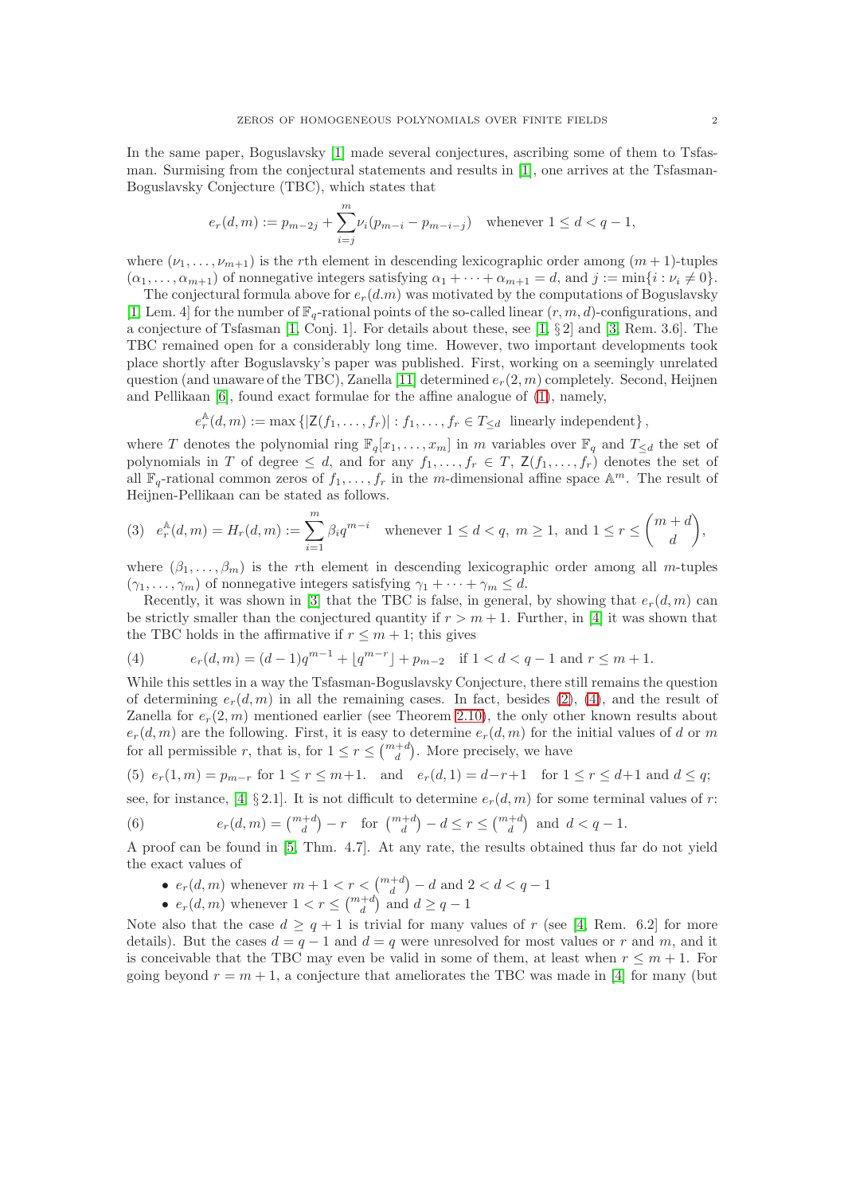In the same paper, Boguslavsky [1] made several conjectures, ascribing some of them to Tsfasman. Surmising from the conjectural statements and results in [1], one arrives at the Tsfasman-Boguslavsky Conjecture (TBC), which states that

$$e_r(d, m) := p_{m-2j} + \sum_{i=j}^{m} \nu_i (p_{m-i} - p_{m-i-j}) \quad \text{whenever } 1 \le d < q - 1,$$

where $(\nu_1, \dots, \nu_{m+1})$ is the $r$th element in descending lexicographic order among $(m+1)$-tuples $(\alpha_1, \dots, \alpha_{m+1})$ of nonnegative integers satisfying $\alpha_1 + \cdots + \alpha_{m+1} = d$, and $j := \min\{i : \nu_i \ne 0\}$.

The conjectural formula above for $e_r(d.m)$ was motivated by the computations of Boguslavsky [1, Lem. 4] for the number of $\mathbb{F}_q$-rational points of the so-called linear $(r, m, d)$-configurations, and a conjecture of Tsfasman [1, Conj. 1]. For details about these, see [1, §2] and [3, Rem. 3.6]. The TBC remained open for a considerably long time. However, two important developments took place shortly after Boguslavsky's paper was published. First, working on a seemingly unrelated question (and unaware of the TBC), Zanella [11] determined $e_r(2, m)$ completely. Second, Heijnen and Pellikaan [6], found exact formulae for the affine analogue of (1), namely,

$$e_r^{\mathbb{A}}(d, m) := \max \left\{ |\mathsf{Z}(f_1, \dots, f_r)| : f_1, \dots, f_r \in T_{\le d} \text{ linearly independent} \right\},$$

where $T$ denotes the polynomial ring $\mathbb{F}_q[x_1, \dots, x_m]$ in $m$ variables over $\mathbb{F}_q$ and $T_{\le d}$ the set of polynomials in $T$ of degree $\le d$, and for any $f_1, \dots, f_r \in T$, $\mathsf{Z}(f_1, \dots, f_r)$ denotes the set of all $\mathbb{F}_q$-rational common zeros of $f_1, \dots, f_r$ in the $m$-dimensional affine space $\mathbb{A}^m$. The result of Heijnen-Pellikaan can be stated as follows.

$$(3) \quad e_r^{\mathbb{A}}(d, m) = H_r(d, m) := \sum_{i=1}^{m} \beta_i q^{m-i} \quad \text{whenever } 1 \le d < q,\ m \ge 1, \text{ and } 1 \le r \le \binom{m+d}{d},$$

where $(\beta_1, \dots, \beta_m)$ is the $r$th element in descending lexicographic order among all $m$-tuples $(\gamma_1, \dots, \gamma_m)$ of nonnegative integers satisfying $\gamma_1 + \cdots + \gamma_m \le d$.

Recently, it was shown in [3] that the TBC is false, in general, by showing that $e_r(d, m)$ can be strictly smaller than the conjectured quantity if $r > m + 1$. Further, in [4] it was shown that the TBC holds in the affirmative if $r \le m + 1$; this gives

$$(4) \qquad e_r(d, m) = (d-1)q^{m-1} + \lfloor q^{m-r} \rfloor + p_{m-2} \quad \text{if } 1 < d < q - 1 \text{ and } r \le m + 1.$$

While this settles in a way the Tsfasman-Boguslavsky Conjecture, there still remains the question of determining $e_r(d, m)$ in all the remaining cases. In fact, besides (2), (4), and the result of Zanella for $e_r(2, m)$ mentioned earlier (see Theorem 2.10), the only other known results about $e_r(d, m)$ are the following. First, it is easy to determine $e_r(d, m)$ for the initial values of $d$ or $m$ for all permissible $r$, that is, for $1 \le r \le \binom{m+d}{d}$. More precisely, we have

$$(5) \ e_r(1, m) = p_{m-r} \text{ for } 1 \le r \le m+1. \quad \text{and} \quad e_r(d, 1) = d - r + 1 \quad \text{for } 1 \le r \le d+1 \text{ and } d \le q;$$

see, for instance, [4, §2.1]. It is not difficult to determine $e_r(d, m)$ for some terminal values of $r$:

$$(6) \qquad e_r(d, m) = \binom{m+d}{d} - r \quad \text{for } \binom{m+d}{d} - d \le r \le \binom{m+d}{d} \text{ and } d < q - 1.$$

A proof can be found in [5, Thm. 4.7]. At any rate, the results obtained thus far do not yield the exact values of

- $e_r(d, m)$ whenever $m + 1 < r < \binom{m+d}{d} - d$ and $2 < d < q - 1$
- $e_r(d, m)$ whenever $1 < r \le \binom{m+d}{d}$ and $d \ge q - 1$

Note also that the case $d \ge q + 1$ is trivial for many values of $r$ (see [4, Rem. 6.2] for more details). But the cases $d = q - 1$ and $d = q$ were unresolved for most values or $r$ and $m$, and it is conceivable that the TBC may even be valid in some of them, at least when $r \le m + 1$. For going beyond $r = m + 1$, a conjecture that ameliorates the TBC was made in [4] for many (but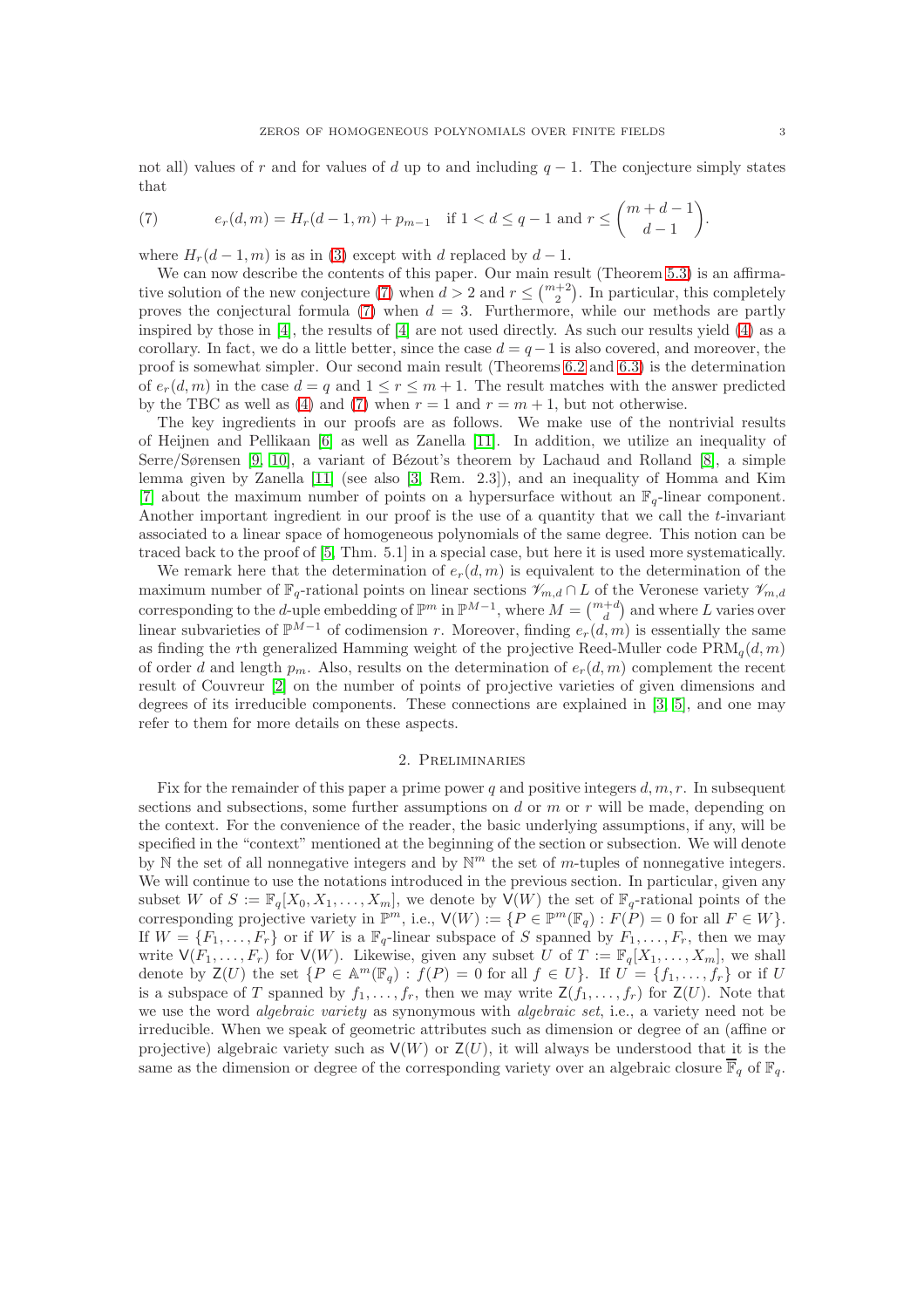not all) values of $r$ and for values of $d$ up to and including $q-1$. The conjecture simply states that

$$e_r(d,m) = H_r(d-1,m) + p_{m-1} \quad \text{if } 1 < d \leq q-1 \text{ and } r \leq \binom{m+d-1}{d-1}. \tag{7}$$

where $H_r(d-1,m)$ is as in (3) except with $d$ replaced by $d-1$.

We can now describe the contents of this paper. Our main result (Theorem 5.3) is an affirmative solution of the new conjecture (7) when $d > 2$ and $r \leq \binom{m+2}{2}$. In particular, this completely proves the conjectural formula (7) when $d = 3$. Furthermore, while our methods are partly inspired by those in [4], the results of [4] are not used directly. As such our results yield (4) as a corollary. In fact, we do a little better, since the case $d = q-1$ is also covered, and moreover, the proof is somewhat simpler. Our second main result (Theorems 6.2 and 6.3) is the determination of $e_r(d,m)$ in the case $d = q$ and $1 \leq r \leq m+1$. The result matches with the answer predicted by the TBC as well as (4) and (7) when $r = 1$ and $r = m+1$, but not otherwise.

The key ingredients in our proofs are as follows. We make use of the nontrivial results of Heijnen and Pellikaan [6] as well as Zanella [11]. In addition, we utilize an inequality of Serre/Sørensen [9, 10], a variant of Bézout's theorem by Lachaud and Rolland [8], a simple lemma given by Zanella [11] (see also [3, Rem. 2.3]), and an inequality of Homma and Kim [7] about the maximum number of points on a hypersurface without an $\mathbb{F}_q$-linear component. Another important ingredient in our proof is the use of a quantity that we call the $t$-invariant associated to a linear space of homogeneous polynomials of the same degree. This notion can be traced back to the proof of [5, Thm. 5.1] in a special case, but here it is used more systematically.

We remark here that the determination of $e_r(d,m)$ is equivalent to the determination of the maximum number of $\mathbb{F}_q$-rational points on linear sections $\mathscr{V}_{m,d} \cap L$ of the Veronese variety $\mathscr{V}_{m,d}$ corresponding to the $d$-uple embedding of $\mathbb{P}^m$ in $\mathbb{P}^{M-1}$, where $M = \binom{m+d}{d}$ and where $L$ varies over linear subvarieties of $\mathbb{P}^{M-1}$ of codimension $r$. Moreover, finding $e_r(d,m)$ is essentially the same as finding the $r$th generalized Hamming weight of the projective Reed-Muller code $\mathrm{PRM}_q(d,m)$ of order $d$ and length $p_m$. Also, results on the determination of $e_r(d,m)$ complement the recent result of Couvreur [2] on the number of points of projective varieties of given dimensions and degrees of its irreducible components. These connections are explained in [3, 5], and one may refer to them for more details on these aspects.

## 2. Preliminaries

Fix for the remainder of this paper a prime power $q$ and positive integers $d, m, r$. In subsequent sections and subsections, some further assumptions on $d$ or $m$ or $r$ will be made, depending on the context. For the convenience of the reader, the basic underlying assumptions, if any, will be specified in the "context" mentioned at the beginning of the section or subsection. We will denote by $\mathbb{N}$ the set of all nonnegative integers and by $\mathbb{N}^m$ the set of $m$-tuples of nonnegative integers. We will continue to use the notations introduced in the previous section. In particular, given any subset $W$ of $S := \mathbb{F}_q[X_0, X_1, \ldots, X_m]$, we denote by $\mathsf{V}(W)$ the set of $\mathbb{F}_q$-rational points of the corresponding projective variety in $\mathbb{P}^m$, i.e., $\mathsf{V}(W) := \{P \in \mathbb{P}^m(\mathbb{F}_q) : F(P) = 0 \text{ for all } F \in W\}$. If $W = \{F_1, \ldots, F_r\}$ or if $W$ is a $\mathbb{F}_q$-linear subspace of $S$ spanned by $F_1, \ldots, F_r$, then we may write $\mathsf{V}(F_1, \ldots, F_r)$ for $\mathsf{V}(W)$. Likewise, given any subset $U$ of $T := \mathbb{F}_q[X_1, \ldots, X_m]$, we shall denote by $\mathsf{Z}(U)$ the set $\{P \in \mathbb{A}^m(\mathbb{F}_q) : f(P) = 0 \text{ for all } f \in U\}$. If $U = \{f_1, \ldots, f_r\}$ or if $U$ is a subspace of $T$ spanned by $f_1, \ldots, f_r$, then we may write $\mathsf{Z}(f_1, \ldots, f_r)$ for $\mathsf{Z}(U)$. Note that we use the word *algebraic variety* as synonymous with *algebraic set*, i.e., a variety need not be irreducible. When we speak of geometric attributes such as dimension or degree of an (affine or projective) algebraic variety such as $\mathsf{V}(W)$ or $\mathsf{Z}(U)$, it will always be understood that it is the same as the dimension or degree of the corresponding variety over an algebraic closure $\overline{\mathbb{F}}_q$ of $\mathbb{F}_q$.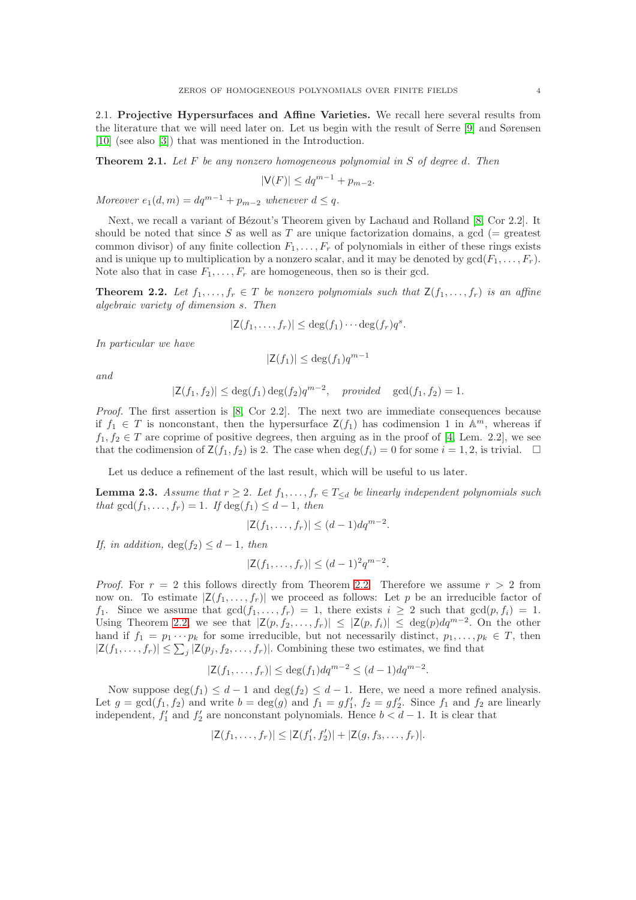2.1. **Projective Hypersurfaces and Affine Varieties.** We recall here several results from the literature that we will need later on. Let us begin with the result of Serre [9] and Sørensen [10] (see also [3]) that was mentioned in the Introduction.

**Theorem 2.1.** *Let $F$ be any nonzero homogeneous polynomial in $S$ of degree $d$. Then*

$$|\mathsf{V}(F)| \le dq^{m-1} + p_{m-2}.$$

*Moreover $e_1(d,m) = dq^{m-1} + p_{m-2}$ whenever $d \le q$.*

Next, we recall a variant of Bézout's Theorem given by Lachaud and Rolland [8, Cor 2.2]. It should be noted that since $S$ as well as $T$ are unique factorization domains, a gcd (= greatest common divisor) of any finite collection $F_1, \dots, F_r$ of polynomials in either of these rings exists and is unique up to multiplication by a nonzero scalar, and it may be denoted by $\gcd(F_1, \dots, F_r)$. Note also that in case $F_1, \dots, F_r$ are homogeneous, then so is their gcd.

**Theorem 2.2.** *Let $f_1, \dots, f_r \in T$ be nonzero polynomials such that $\mathsf{Z}(f_1, \dots, f_r)$ is an affine algebraic variety of dimension $s$. Then*

$$|\mathsf{Z}(f_1, \dots, f_r)| \le \deg(f_1) \cdots \deg(f_r) q^s.$$

*In particular we have*

$$|\mathsf{Z}(f_1)| \le \deg(f_1) q^{m-1}$$

*and*

$$|\mathsf{Z}(f_1, f_2)| \le \deg(f_1)\deg(f_2) q^{m-2}, \quad \text{provided} \quad \gcd(f_1, f_2) = 1.$$

*Proof.* The first assertion is [8, Cor 2.2]. The next two are immediate consequences because if $f_1 \in T$ is nonconstant, then the hypersurface $\mathsf{Z}(f_1)$ has codimension 1 in $\mathbb{A}^m$, whereas if $f_1, f_2 \in T$ are coprime of positive degrees, then arguing as in the proof of [4, Lem. 2.2], we see that the codimension of $\mathsf{Z}(f_1, f_2)$ is 2. The case when $\deg(f_i) = 0$ for some $i = 1, 2$, is trivial. □

Let us deduce a refinement of the last result, which will be useful to us later.

**Lemma 2.3.** *Assume that $r \ge 2$. Let $f_1, \dots, f_r \in T_{\le d}$ be linearly independent polynomials such that $\gcd(f_1, \dots, f_r) = 1$. If $\deg(f_1) \le d - 1$, then*

$$|\mathsf{Z}(f_1, \dots, f_r)| \le (d-1)dq^{m-2}.$$

*If, in addition, $\deg(f_2) \le d - 1$, then*

$$|\mathsf{Z}(f_1, \dots, f_r)| \le (d-1)^2 q^{m-2}.$$

*Proof.* For $r = 2$ this follows directly from Theorem 2.2. Therefore we assume $r > 2$ from now on. To estimate $|\mathsf{Z}(f_1, \dots, f_r)|$ we proceed as follows: Let $p$ be an irreducible factor of $f_1$. Since we assume that $\gcd(f_1, \dots, f_r) = 1$, there exists $i \ge 2$ such that $\gcd(p, f_i) = 1$. Using Theorem 2.2 we see that $|\mathsf{Z}(p, f_2, \dots, f_r)| \le |\mathsf{Z}(p, f_i)| \le \deg(p) dq^{m-2}$. On the other hand if $f_1 = p_1 \cdots p_k$ for some irreducible, but not necessarily distinct, $p_1, \dots, p_k \in T$, then $|\mathsf{Z}(f_1, \dots, f_r)| \le \sum_j |\mathsf{Z}(p_j, f_2, \dots, f_r)|$. Combining these two estimates, we find that

$$|\mathsf{Z}(f_1, \dots, f_r)| \le \deg(f_1) dq^{m-2} \le (d-1)dq^{m-2}.$$

Now suppose $\deg(f_1) \le d-1$ and $\deg(f_2) \le d-1$. Here, we need a more refined analysis. Let $g = \gcd(f_1, f_2)$ and write $b = \deg(g)$ and $f_1 = gf_1'$, $f_2 = gf_2'$. Since $f_1$ and $f_2$ are linearly independent, $f_1'$ and $f_2'$ are nonconstant polynomials. Hence $b < d - 1$. It is clear that

$$|\mathsf{Z}(f_1, \dots, f_r)| \le |\mathsf{Z}(f_1', f_2')| + |\mathsf{Z}(g, f_3, \dots, f_r)|.$$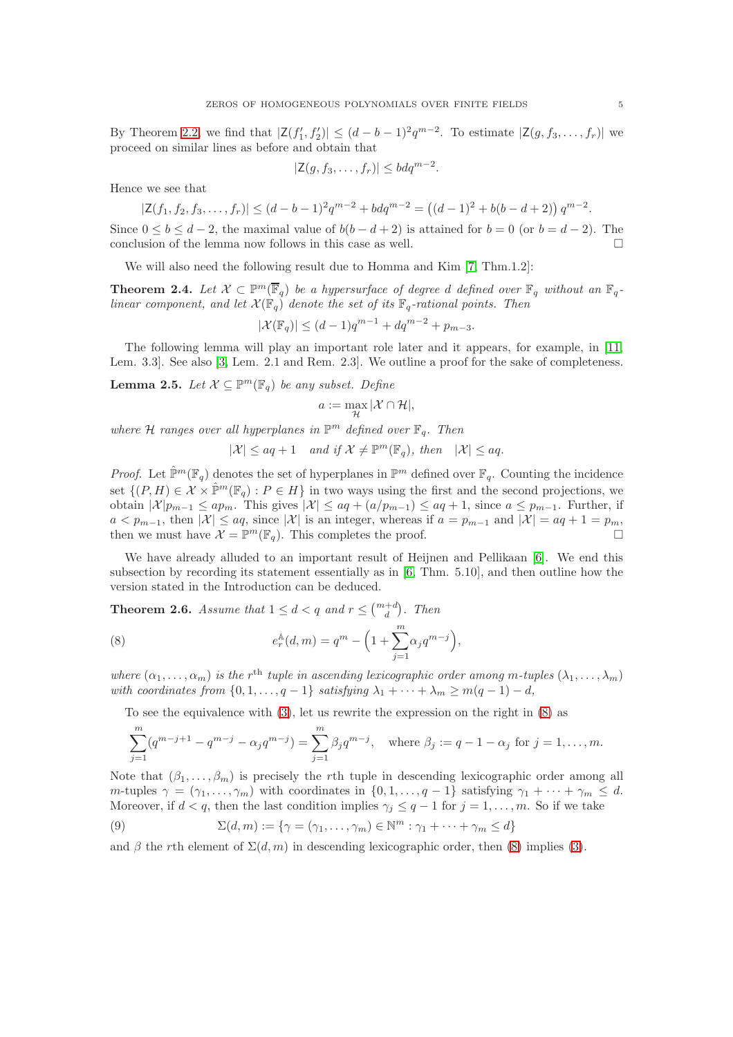By Theorem 2.2 we find that $|\mathsf{Z}(f_1', f_2')| \le (d-b-1)^2 q^{m-2}$. To estimate $|\mathsf{Z}(g, f_3, \dots, f_r)|$ we proceed on similar lines as before and obtain that

$$|\mathsf{Z}(g, f_3, \dots, f_r)| \le bdq^{m-2}.$$

Hence we see that

$$|\mathsf{Z}(f_1, f_2, f_3, \dots, f_r)| \le (d-b-1)^2 q^{m-2} + bdq^{m-2} = \left((d-1)^2 + b(b-d+2)\right) q^{m-2}.$$

Since $0 \le b \le d-2$, the maximal value of $b(b-d+2)$ is attained for $b = 0$ (or $b = d-2$). The conclusion of the lemma now follows in this case as well. □

We will also need the following result due to Homma and Kim [7, Thm.1.2]:

**Theorem 2.4.** *Let $\mathcal{X} \subset \mathbb{P}^m(\overline{\mathbb{F}}_q)$ be a hypersurface of degree $d$ defined over $\mathbb{F}_q$ without an $\mathbb{F}_q$-linear component, and let $\mathcal{X}(\mathbb{F}_q)$ denote the set of its $\mathbb{F}_q$-rational points. Then*

$$|\mathcal{X}(\mathbb{F}_q)| \le (d-1)q^{m-1} + dq^{m-2} + p_{m-3}.$$

The following lemma will play an important role later and it appears, for example, in [11, Lem. 3.3]. See also [3, Lem. 2.1 and Rem. 2.3]. We outline a proof for the sake of completeness.

**Lemma 2.5.** *Let $\mathcal{X} \subseteq \mathbb{P}^m(\mathbb{F}_q)$ be any subset. Define*

$$a := \max_{\mathcal{H}} |\mathcal{X} \cap \mathcal{H}|,$$

*where $\mathcal{H}$ ranges over all hyperplanes in $\mathbb{P}^m$ defined over $\mathbb{F}_q$. Then*

$$|\mathcal{X}| \le aq + 1 \quad \text{and if } \mathcal{X} \ne \mathbb{P}^m(\mathbb{F}_q), \text{ then} \quad |\mathcal{X}| \le aq.$$

*Proof.* Let $\hat{\mathbb{P}}^m(\mathbb{F}_q)$ denotes the set of hyperplanes in $\mathbb{P}^m$ defined over $\mathbb{F}_q$. Counting the incidence set $\{(P, H) \in \mathcal{X} \times \hat{\mathbb{P}}^m(\mathbb{F}_q) : P \in H\}$ in two ways using the first and the second projections, we obtain $|\mathcal{X}| p_{m-1} \le ap_m$. This gives $|\mathcal{X}| \le aq + (a/p_{m-1}) \le aq + 1$, since $a \le p_{m-1}$. Further, if $a < p_{m-1}$, then $|\mathcal{X}| \le aq$, since $|\mathcal{X}|$ is an integer, whereas if $a = p_{m-1}$ and $|\mathcal{X}| = aq + 1 = p_m$, then we must have $\mathcal{X} = \mathbb{P}^m(\mathbb{F}_q)$. This completes the proof. □

We have already alluded to an important result of Heijnen and Pellikaan [6]. We end this subsection by recording its statement essentially as in [6, Thm. 5.10], and then outline how the version stated in the Introduction can be deduced.

**Theorem 2.6.** *Assume that $1 \le d < q$ and $r \le \binom{m+d}{d}$. Then*

$$e_r^{\mathbb{A}}(d, m) = q^m - \Big(1 + \sum_{j=1}^{m} \alpha_j q^{m-j}\Big), \tag{8}$$

*where $(\alpha_1, \dots, \alpha_m)$ is the $r^{\text{th}}$ tuple in ascending lexicographic order among $m$-tuples $(\lambda_1, \dots, \lambda_m)$ with coordinates from $\{0, 1, \dots, q-1\}$ satisfying $\lambda_1 + \dots + \lambda_m \ge m(q-1) - d$,*

To see the equivalence with (3), let us rewrite the expression on the right in (8) as

$$\sum_{j=1}^{m} (q^{m-j+1} - q^{m-j} - \alpha_j q^{m-j}) = \sum_{j=1}^{m} \beta_j q^{m-j}, \quad \text{where } \beta_j := q - 1 - \alpha_j \text{ for } j = 1, \dots, m.$$

Note that $(\beta_1, \dots, \beta_m)$ is precisely the $r$th tuple in descending lexicographic order among all $m$-tuples $\gamma = (\gamma_1, \dots, \gamma_m)$ with coordinates in $\{0, 1, \dots, q-1\}$ satisfying $\gamma_1 + \dots + \gamma_m \le d$. Moreover, if $d < q$, then the last condition implies $\gamma_j \le q - 1$ for $j = 1, \dots, m$. So if we take

$$\Sigma(d, m) := \{\gamma = (\gamma_1, \dots, \gamma_m) \in \mathbb{N}^m : \gamma_1 + \dots + \gamma_m \le d\} \tag{9}$$

and $\beta$ the $r$th element of $\Sigma(d, m)$ in descending lexicographic order, then (8) implies (3).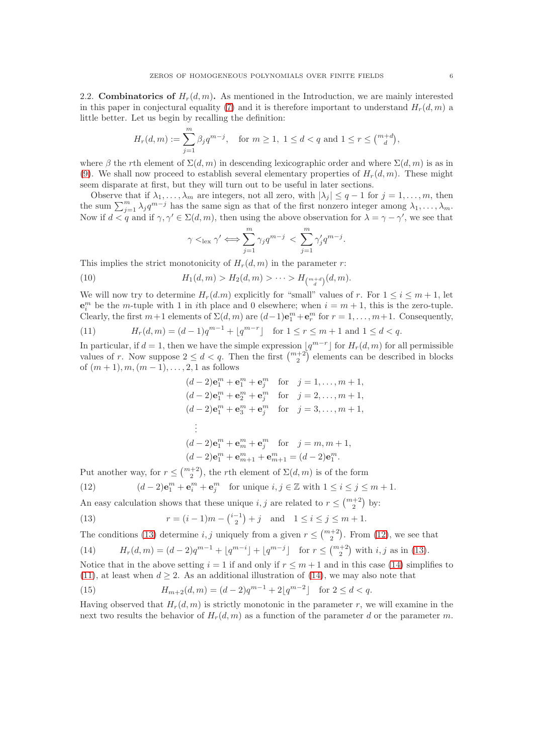2.2. **Combinatorics of $H_r(d,m)$.** As mentioned in the Introduction, we are mainly interested in this paper in conjectural equality (7) and it is therefore important to understand $H_r(d,m)$ a little better. Let us begin by recalling the definition:

$$H_r(d,m) := \sum_{j=1}^{m} \beta_j q^{m-j}, \quad \text{for } m \geq 1,\ 1 \leq d < q \text{ and } 1 \leq r \leq \tbinom{m+d}{d},$$

where $\beta$ the $r$th element of $\Sigma(d,m)$ in descending lexicographic order and where $\Sigma(d,m)$ is as in (9). We shall now proceed to establish several elementary properties of $H_r(d,m)$. These might seem disparate at first, but they will turn out to be useful in later sections.

Observe that if $\lambda_1, \ldots, \lambda_m$ are integers, not all zero, with $|\lambda_j| \leq q-1$ for $j = 1, \ldots, m$, then the sum $\sum_{j=1}^{m} \lambda_j q^{m-j}$ has the same sign as that of the first nonzero integer among $\lambda_1, \ldots, \lambda_m$. Now if $d < q$ and if $\gamma, \gamma' \in \Sigma(d,m)$, then using the above observation for $\lambda = \gamma - \gamma'$, we see that

$$\gamma <_{\text{lex}} \gamma' \Longleftrightarrow \sum_{j=1}^{m} \gamma_j q^{m-j} < \sum_{j=1}^{m} \gamma'_j q^{m-j}.$$

This implies the strict monotonicity of $H_r(d,m)$ in the parameter $r$:

$$H_1(d,m) > H_2(d,m) > \cdots > H_{\binom{m+d}{d}}(d,m). \tag{10}$$

We will now try to determine $H_r(d.m)$ explicitly for "small" values of $r$. For $1 \leq i \leq m+1$, let $\mathbf{e}_i^m$ be the $m$-tuple with 1 in $i$th place and 0 elsewhere; when $i = m+1$, this is the zero-tuple. Clearly, the first $m+1$ elements of $\Sigma(d,m)$ are $(d-1)\mathbf{e}_1^m + \mathbf{e}_r^m$ for $r = 1, \ldots, m+1$. Consequently,

$$H_r(d,m) = (d-1)q^{m-1} + \lfloor q^{m-r} \rfloor \quad \text{for } 1 \leq r \leq m+1 \text{ and } 1 \leq d < q. \tag{11}$$

In particular, if $d = 1$, then we have the simple expression $\lfloor q^{m-r} \rfloor$ for $H_r(d,m)$ for all permissible values of $r$. Now suppose $2 \leq d < q$. Then the first $\binom{m+2}{2}$ elements can be described in blocks of $(m+1), m, (m-1), \ldots, 2, 1$ as follows

$$\begin{aligned}
&(d-2)\mathbf{e}_1^m + \mathbf{e}_1^m + \mathbf{e}_j^m \quad \text{for} \quad j = 1, \ldots, m+1,\\
&(d-2)\mathbf{e}_1^m + \mathbf{e}_2^m + \mathbf{e}_j^m \quad \text{for} \quad j = 2, \ldots, m+1,\\
&(d-2)\mathbf{e}_1^m + \mathbf{e}_3^m + \mathbf{e}_j^m \quad \text{for} \quad j = 3, \ldots, m+1,\\
&\quad \vdots\\
&(d-2)\mathbf{e}_1^m + \mathbf{e}_m^m + \mathbf{e}_j^m \quad \text{for} \quad j = m, m+1,\\
&(d-2)\mathbf{e}_1^m + \mathbf{e}_{m+1}^m + \mathbf{e}_{m+1}^m = (d-2)\mathbf{e}_1^m.
\end{aligned}$$

Put another way, for $r \leq \binom{m+2}{2}$, the $r$th element of $\Sigma(d,m)$ is of the form

$$(d-2)\mathbf{e}_1^m + \mathbf{e}_i^m + \mathbf{e}_j^m \quad \text{for unique } i,j \in \mathbb{Z} \text{ with } 1 \leq i \leq j \leq m+1. \tag{12}$$

An easy calculation shows that these unique $i, j$ are related to $r \leq \binom{m+2}{2}$ by:

$$r = (i-1)m - \tbinom{i-1}{2} + j \quad \text{and} \quad 1 \leq i \leq j \leq m+1. \tag{13}$$

The conditions (13) determine $i, j$ uniquely from a given $r \leq \binom{m+2}{2}$. From (12), we see that

$$H_r(d,m) = (d-2)q^{m-1} + \lfloor q^{m-i} \rfloor + \lfloor q^{m-j} \rfloor \quad \text{for } r \leq \tbinom{m+2}{2} \text{ with } i,j \text{ as in (13)}. \tag{14}$$

Notice that in the above setting $i = 1$ if and only if $r \leq m+1$ and in this case (14) simplifies to (11), at least when $d \geq 2$. As an additional illustration of (14), we may also note that

$$H_{m+2}(d,m) = (d-2)q^{m-1} + 2\lfloor q^{m-2} \rfloor \quad \text{for } 2 \leq d < q. \tag{15}$$

Having observed that $H_r(d,m)$ is strictly monotonic in the parameter $r$, we will examine in the next two results the behavior of $H_r(d,m)$ as a function of the parameter $d$ or the parameter $m$.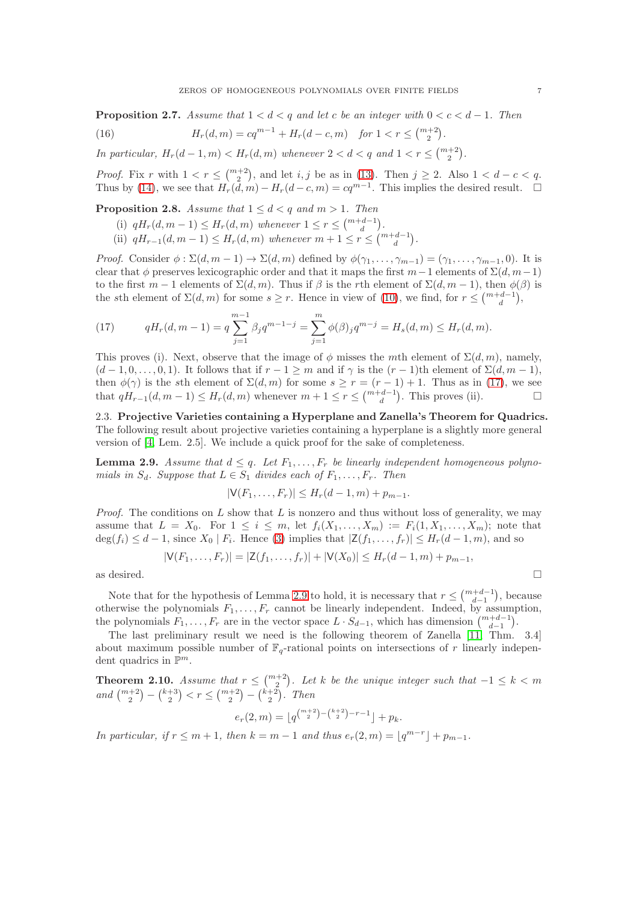**Proposition 2.7.** *Assume that $1 < d < q$ and let $c$ be an integer with $0 < c < d-1$. Then*

$$H_r(d,m) = cq^{m-1} + H_r(d-c,m) \quad \text{for } 1 < r \le \binom{m+2}{2}. \tag{16}$$

*In particular, $H_r(d-1,m) < H_r(d,m)$ whenever $2 < d < q$ and $1 < r \le \binom{m+2}{2}$.*

*Proof.* Fix $r$ with $1 < r \le \binom{m+2}{2}$, and let $i,j$ be as in (13). Then $j \ge 2$. Also $1 < d-c < q$. Thus by (14), we see that $H_r(d,m) - H_r(d-c,m) = cq^{m-1}$. This implies the desired result. □

**Proposition 2.8.** *Assume that $1 \le d < q$ and $m > 1$. Then*

(i) *$qH_r(d,m-1) \le H_r(d,m)$ whenever $1 \le r \le \binom{m+d-1}{d}$.*

(ii) *$qH_{r-1}(d,m-1) \le H_r(d,m)$ whenever $m+1 \le r \le \binom{m+d-1}{d}$.*

*Proof.* Consider $\phi : \Sigma(d,m-1) \to \Sigma(d,m)$ defined by $\phi(\gamma_1,\dots,\gamma_{m-1}) = (\gamma_1,\dots,\gamma_{m-1},0)$. It is clear that $\phi$ preserves lexicographic order and that it maps the first $m-1$ elements of $\Sigma(d,m-1)$ to the first $m-1$ elements of $\Sigma(d,m)$. Thus if $\beta$ is the $r$th element of $\Sigma(d,m-1)$, then $\phi(\beta)$ is the $s$th element of $\Sigma(d,m)$ for some $s \ge r$. Hence in view of (10), we find, for $r \le \binom{m+d-1}{d}$,

$$qH_r(d,m-1) = q\sum_{j=1}^{m-1} \beta_j q^{m-1-j} = \sum_{j=1}^{m} \phi(\beta)_j q^{m-j} = H_s(d,m) \le H_r(d,m). \tag{17}$$

This proves (i). Next, observe that the image of $\phi$ misses the $m$th element of $\Sigma(d,m)$, namely, $(d-1,0,\dots,0,1)$. It follows that if $r-1 \ge m$ and if $\gamma$ is the $(r-1)$th element of $\Sigma(d,m-1)$, then $\phi(\gamma)$ is the $s$th element of $\Sigma(d,m)$ for some $s \ge r = (r-1)+1$. Thus as in (17), we see that $qH_{r-1}(d,m-1) \le H_r(d,m)$ whenever $m+1 \le r \le \binom{m+d-1}{d}$. This proves (ii). □

### 2.3. Projective Varieties containing a Hyperplane and Zanella's Theorem for Quadrics.

The following result about projective varieties containing a hyperplane is a slightly more general version of [4, Lem. 2.5]. We include a quick proof for the sake of completeness.

**Lemma 2.9.** *Assume that $d \le q$. Let $F_1,\dots,F_r$ be linearly independent homogeneous polynomials in $S_d$. Suppose that $L \in S_1$ divides each of $F_1,\dots,F_r$. Then*

$$|\mathsf{V}(F_1,\dots,F_r)| \le H_r(d-1,m) + p_{m-1}.$$

*Proof.* The conditions on $L$ show that $L$ is nonzero and thus without loss of generality, we may assume that $L = X_0$. For $1 \le i \le m$, let $f_i(X_1,\dots,X_m) := F_i(1,X_1,\dots,X_m)$; note that $\deg(f_i) \le d-1$, since $X_0 \mid F_i$. Hence (3) implies that $|\mathsf{Z}(f_1,\dots,f_r)| \le H_r(d-1,m)$, and so

$$|\mathsf{V}(F_1,\dots,F_r)| = |\mathsf{Z}(f_1,\dots,f_r)| + |\mathsf{V}(X_0)| \le H_r(d-1,m) + p_{m-1},$$

as desired. □

Note that for the hypothesis of Lemma 2.9 to hold, it is necessary that $r \le \binom{m+d-1}{d-1}$, because otherwise the polynomials $F_1,\dots,F_r$ cannot be linearly independent. Indeed, by assumption, the polynomials $F_1,\dots,F_r$ are in the vector space $L \cdot S_{d-1}$, which has dimension $\binom{m+d-1}{d-1}$.

The last preliminary result we need is the following theorem of Zanella [11, Thm. 3.4] about maximum possible number of $\mathbb{F}_q$-rational points on intersections of $r$ linearly independent quadrics in $\mathbb{P}^m$.

**Theorem 2.10.** *Assume that $r \le \binom{m+2}{2}$. Let $k$ be the unique integer such that $-1 \le k < m$ and $\binom{m+2}{2} - \binom{k+3}{2} < r \le \binom{m+2}{2} - \binom{k+2}{2}$. Then*

$$e_r(2,m) = \lfloor q^{\binom{m+2}{2} - \binom{k+2}{2} - r - 1} \rfloor + p_k.$$

*In particular, if $r \le m+1$, then $k = m-1$ and thus $e_r(2,m) = \lfloor q^{m-r} \rfloor + p_{m-1}$.*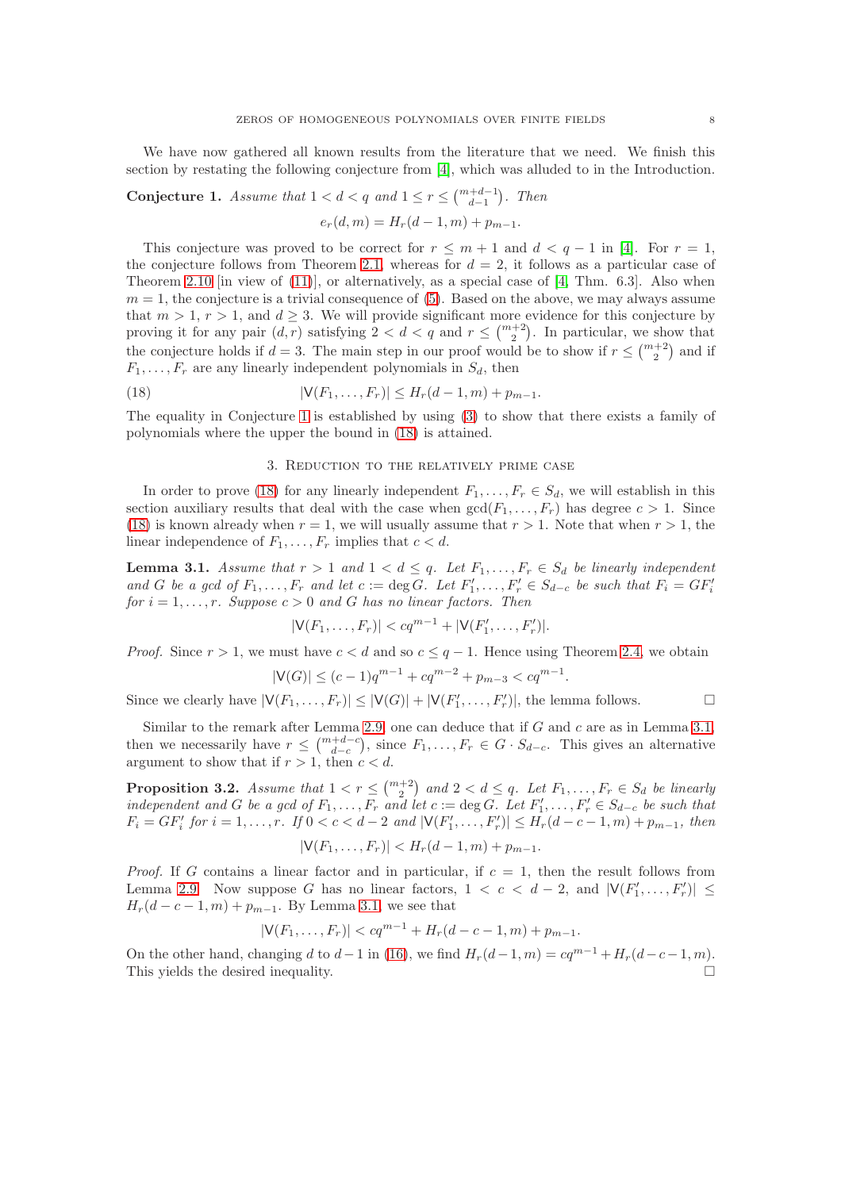We have now gathered all known results from the literature that we need. We finish this section by restating the following conjecture from [4], which was alluded to in the Introduction.

**Conjecture 1.** *Assume that $1 < d < q$ and $1 \le r \le \binom{m+d-1}{d-1}$. Then*

$$e_r(d, m) = H_r(d-1, m) + p_{m-1}.$$

This conjecture was proved to be correct for $r \le m+1$ and $d < q-1$ in [4]. For $r = 1$, the conjecture follows from Theorem 2.1, whereas for $d = 2$, it follows as a particular case of Theorem 2.10 [in view of (11)], or alternatively, as a special case of [4, Thm. 6.3]. Also when $m = 1$, the conjecture is a trivial consequence of (5). Based on the above, we may always assume that $m > 1$, $r > 1$, and $d \ge 3$. We will provide significant more evidence for this conjecture by proving it for any pair $(d, r)$ satisfying $2 < d < q$ and $r \le \binom{m+2}{2}$. In particular, we show that the conjecture holds if $d = 3$. The main step in our proof would be to show if $r \le \binom{m+2}{2}$ and if $F_1, \dots, F_r$ are any linearly independent polynomials in $S_d$, then

$$|\mathsf{V}(F_1, \dots, F_r)| \le H_r(d-1, m) + p_{m-1}. \tag{18}$$

The equality in Conjecture 1 is established by using (3) to show that there exists a family of polynomials where the upper the bound in (18) is attained.

## 3. Reduction to the relatively prime case

In order to prove (18) for any linearly independent $F_1, \dots, F_r \in S_d$, we will establish in this section auxiliary results that deal with the case when $\gcd(F_1, \dots, F_r)$ has degree $c > 1$. Since (18) is known already when $r = 1$, we will usually assume that $r > 1$. Note that when $r > 1$, the linear independence of $F_1, \dots, F_r$ implies that $c < d$.

**Lemma 3.1.** *Assume that $r > 1$ and $1 < d \le q$. Let $F_1, \dots, F_r \in S_d$ be linearly independent and $G$ be a gcd of $F_1, \dots, F_r$ and let $c := \deg G$. Let $F'_1, \dots, F'_r \in S_{d-c}$ be such that $F_i = GF'_i$ for $i = 1, \dots, r$. Suppose $c > 0$ and $G$ has no linear factors. Then*

$$|\mathsf{V}(F_1, \dots, F_r)| < cq^{m-1} + |\mathsf{V}(F'_1, \dots, F'_r)|.$$

*Proof.* Since $r > 1$, we must have $c < d$ and so $c \le q-1$. Hence using Theorem 2.4, we obtain

$$|\mathsf{V}(G)| \le (c-1)q^{m-1} + cq^{m-2} + p_{m-3} < cq^{m-1}.$$

Since we clearly have $|\mathsf{V}(F_1, \dots, F_r)| \le |\mathsf{V}(G)| + |\mathsf{V}(F'_1, \dots, F'_r)|$, the lemma follows. $\square$

Similar to the remark after Lemma 2.9, one can deduce that if $G$ and $c$ are as in Lemma 3.1, then we necessarily have $r \le \binom{m+d-c}{d-c}$, since $F_1, \dots, F_r \in G \cdot S_{d-c}$. This gives an alternative argument to show that if $r > 1$, then $c < d$.

**Proposition 3.2.** *Assume that $1 < r \le \binom{m+2}{2}$ and $2 < d \le q$. Let $F_1, \dots, F_r \in S_d$ be linearly independent and $G$ be a gcd of $F_1, \dots, F_r$ and let $c := \deg G$. Let $F'_1, \dots, F'_r \in S_{d-c}$ be such that $F_i = GF'_i$ for $i = 1, \dots, r$. If $0 < c < d-2$ and $|\mathsf{V}(F'_1, \dots, F'_r)| \le H_r(d-c-1, m) + p_{m-1}$, then*

$$|\mathsf{V}(F_1, \dots, F_r)| < H_r(d-1, m) + p_{m-1}.$$

*Proof.* If $G$ contains a linear factor and in particular, if $c = 1$, then the result follows from Lemma 2.9. Now suppose $G$ has no linear factors, $1 < c < d-2$, and $|\mathsf{V}(F'_1, \dots, F'_r)| \le H_r(d-c-1, m) + p_{m-1}$. By Lemma 3.1, we see that

$$|\mathsf{V}(F_1, \dots, F_r)| < cq^{m-1} + H_r(d-c-1, m) + p_{m-1}.$$

On the other hand, changing $d$ to $d-1$ in (16), we find $H_r(d-1, m) = cq^{m-1} + H_r(d-c-1, m)$. This yields the desired inequality. $\square$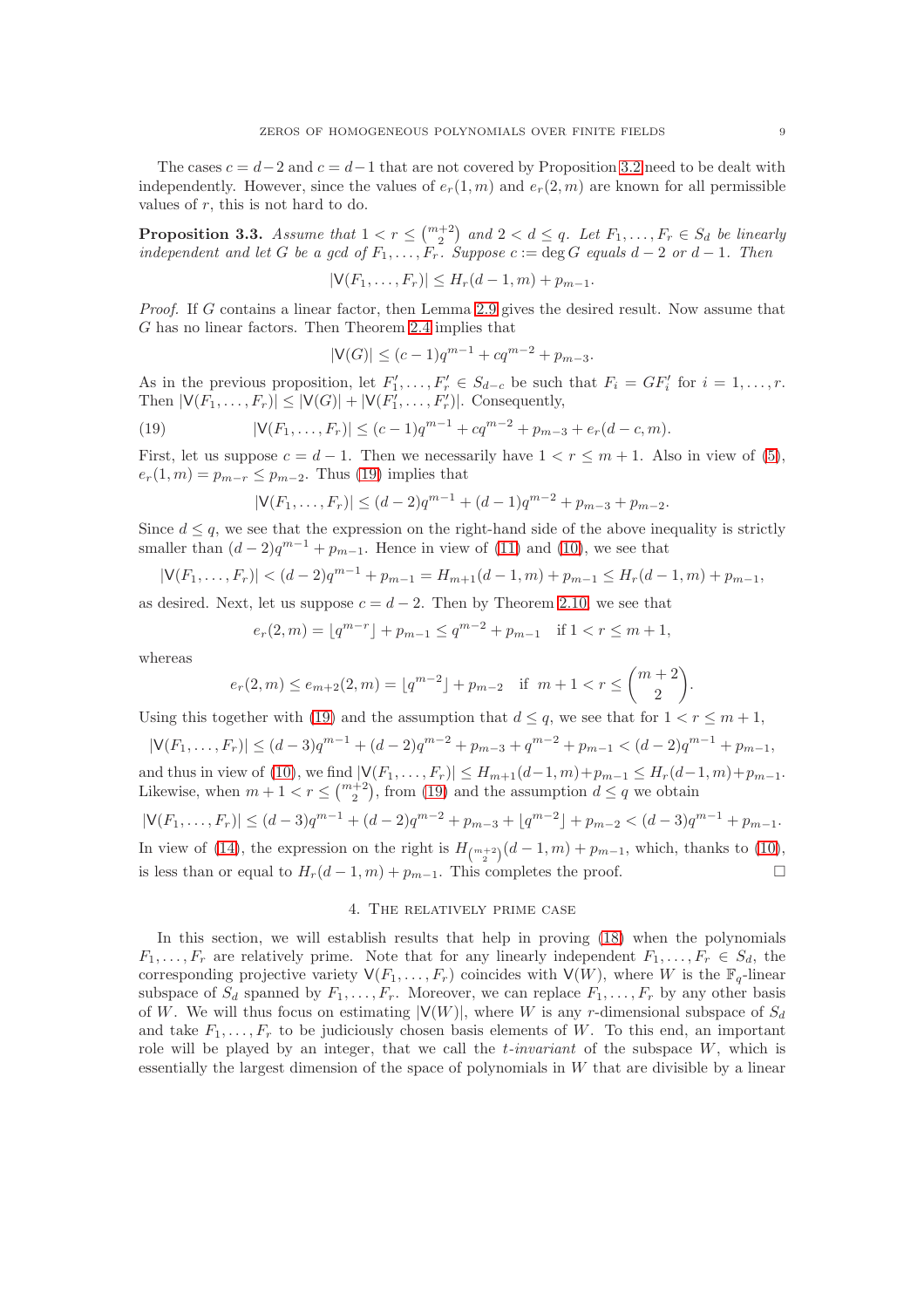The cases $c = d-2$ and $c = d-1$ that are not covered by Proposition 3.2 need to be dealt with independently. However, since the values of $e_r(1, m)$ and $e_r(2, m)$ are known for all permissible values of $r$, this is not hard to do.

**Proposition 3.3.** *Assume that $1 < r \le \binom{m+2}{2}$ and $2 < d \le q$. Let $F_1, \dots, F_r \in S_d$ be linearly independent and let $G$ be a gcd of $F_1, \dots, F_r$. Suppose $c := \deg G$ equals $d-2$ or $d-1$. Then*

$$|\mathsf{V}(F_1, \dots, F_r)| \le H_r(d-1, m) + p_{m-1}.$$

*Proof.* If $G$ contains a linear factor, then Lemma 2.9 gives the desired result. Now assume that $G$ has no linear factors. Then Theorem 2.4 implies that

$$|\mathsf{V}(G)| \le (c-1)q^{m-1} + cq^{m-2} + p_{m-3}.$$

As in the previous proposition, let $F_1', \dots, F_r' \in S_{d-c}$ be such that $F_i = GF_i'$ for $i = 1, \dots, r$. Then $|\mathsf{V}(F_1, \dots, F_r)| \le |\mathsf{V}(G)| + |\mathsf{V}(F_1', \dots, F_r')|$. Consequently,

$$|\mathsf{V}(F_1, \dots, F_r)| \le (c-1)q^{m-1} + cq^{m-2} + p_{m-3} + e_r(d-c, m). \tag{19}$$

First, let us suppose $c = d-1$. Then we necessarily have $1 < r \le m+1$. Also in view of (5), $e_r(1, m) = p_{m-r} \le p_{m-2}$. Thus (19) implies that

$$|\mathsf{V}(F_1, \dots, F_r)| \le (d-2)q^{m-1} + (d-1)q^{m-2} + p_{m-3} + p_{m-2}.$$

Since $d \le q$, we see that the expression on the right-hand side of the above inequality is strictly smaller than $(d-2)q^{m-1} + p_{m-1}$. Hence in view of (11) and (10), we see that

$$|\mathsf{V}(F_1, \dots, F_r)| < (d-2)q^{m-1} + p_{m-1} = H_{m+1}(d-1, m) + p_{m-1} \le H_r(d-1, m) + p_{m-1},$$

as desired. Next, let us suppose $c = d-2$. Then by Theorem 2.10, we see that

$$e_r(2, m) = \lfloor q^{m-r} \rfloor + p_{m-1} \le q^{m-2} + p_{m-1} \quad \text{if } 1 < r \le m+1,$$

whereas

$$e_r(2, m) \le e_{m+2}(2, m) = \lfloor q^{m-2} \rfloor + p_{m-2} \quad \text{if } m+1 < r \le \binom{m+2}{2}.$$

Using this together with (19) and the assumption that $d \le q$, we see that for $1 < r \le m+1$,

$$|\mathsf{V}(F_1, \dots, F_r)| \le (d-3)q^{m-1} + (d-2)q^{m-2} + p_{m-3} + q^{m-2} + p_{m-1} < (d-2)q^{m-1} + p_{m-1},$$

and thus in view of (10), we find $|\mathsf{V}(F_1, \dots, F_r)| \le H_{m+1}(d-1, m) + p_{m-1} \le H_r(d-1, m) + p_{m-1}$. Likewise, when $m+1 < r \le \binom{m+2}{2}$, from (19) and the assumption $d \le q$ we obtain

$$|\mathsf{V}(F_1, \dots, F_r)| \le (d-3)q^{m-1} + (d-2)q^{m-2} + p_{m-3} + \lfloor q^{m-2} \rfloor + p_{m-2} < (d-3)q^{m-1} + p_{m-1}.$$

In view of (14), the expression on the right is $H_{\binom{m+2}{2}}(d-1, m) + p_{m-1}$, which, thanks to (10), is less than or equal to $H_r(d-1, m) + p_{m-1}$. This completes the proof. $\square$

## 4. The relatively prime case

In this section, we will establish results that help in proving (18) when the polynomials $F_1, \dots, F_r$ are relatively prime. Note that for any linearly independent $F_1, \dots, F_r \in S_d$, the corresponding projective variety $\mathsf{V}(F_1, \dots, F_r)$ coincides with $\mathsf{V}(W)$, where $W$ is the $\mathbb{F}_q$-linear subspace of $S_d$ spanned by $F_1, \dots, F_r$. Moreover, we can replace $F_1, \dots, F_r$ by any other basis of $W$. We will thus focus on estimating $|\mathsf{V}(W)|$, where $W$ is any $r$-dimensional subspace of $S_d$ and take $F_1, \dots, F_r$ to be judiciously chosen basis elements of $W$. To this end, an important role will be played by an integer, that we call the *t-invariant* of the subspace $W$, which is essentially the largest dimension of the space of polynomials in $W$ that are divisible by a linear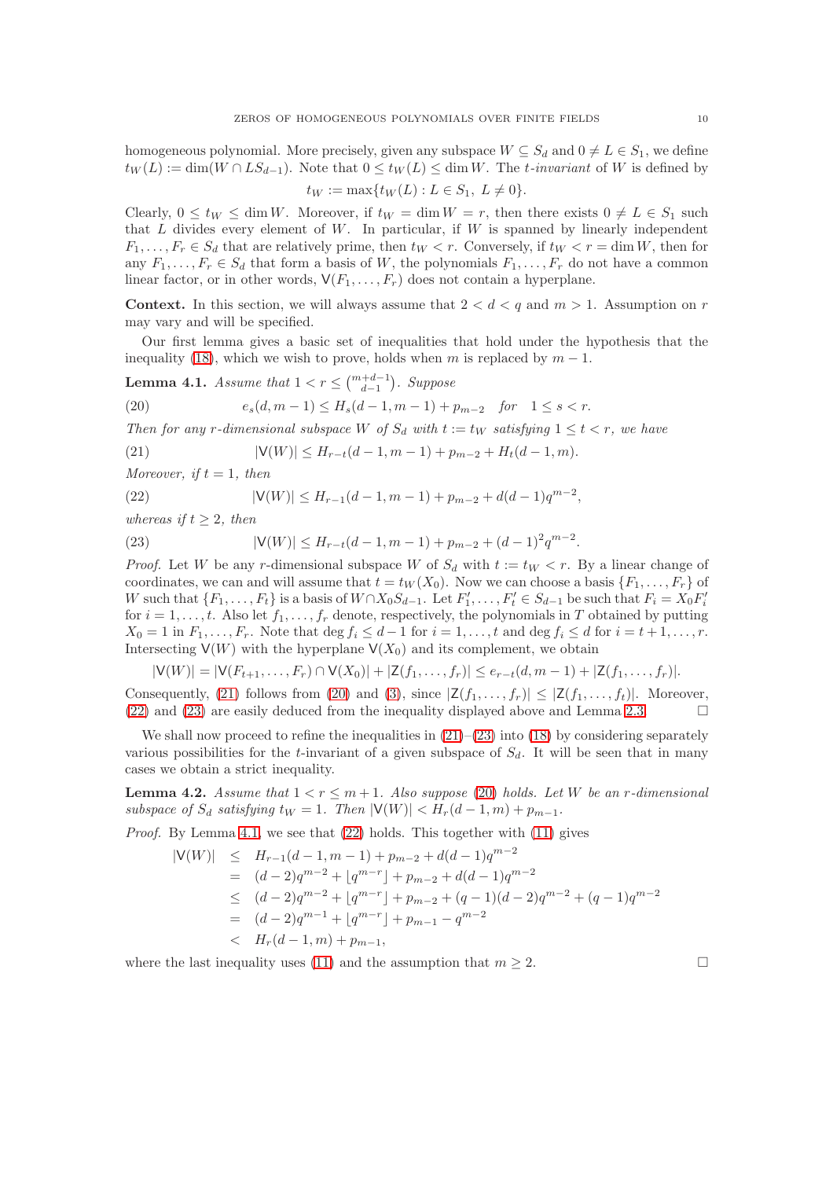homogeneous polynomial. More precisely, given any subspace $W \subseteq S_d$ and $0 \neq L \in S_1$, we define $t_W(L) := \dim(W \cap LS_{d-1})$. Note that $0 \le t_W(L) \le \dim W$. The *t-invariant* of $W$ is defined by

$$t_W := \max\{t_W(L) : L \in S_1,\ L \neq 0\}.$$

Clearly, $0 \le t_W \le \dim W$. Moreover, if $t_W = \dim W = r$, then there exists $0 \neq L \in S_1$ such that $L$ divides every element of $W$. In particular, if $W$ is spanned by linearly independent $F_1, \dots, F_r \in S_d$ that are relatively prime, then $t_W < r$. Conversely, if $t_W < r = \dim W$, then for any $F_1, \dots, F_r \in S_d$ that form a basis of $W$, the polynomials $F_1, \dots, F_r$ do not have a common linear factor, or in other words, $\mathsf{V}(F_1, \dots, F_r)$ does not contain a hyperplane.

**Context.** In this section, we will always assume that $2 < d < q$ and $m > 1$. Assumption on $r$ may vary and will be specified.

Our first lemma gives a basic set of inequalities that hold under the hypothesis that the inequality (18), which we wish to prove, holds when $m$ is replaced by $m-1$.

**Lemma 4.1.** *Assume that* $1 < r \le \binom{m+d-1}{d-1}$. *Suppose*

$$e_s(d, m-1) \le H_s(d-1, m-1) + p_{m-2} \quad \text{for} \quad 1 \le s < r. \tag{20}$$

*Then for any $r$-dimensional subspace $W$ of $S_d$ with $t := t_W$ satisfying $1 \le t < r$, we have*

$$|\mathsf{V}(W)| \le H_{r-t}(d-1, m-1) + p_{m-2} + H_t(d-1, m). \tag{21}$$

*Moreover, if $t = 1$, then*

$$|\mathsf{V}(W)| \le H_{r-1}(d-1, m-1) + p_{m-2} + d(d-1)q^{m-2}, \tag{22}$$

*whereas if $t \ge 2$, then*

$$|\mathsf{V}(W)| \le H_{r-t}(d-1, m-1) + p_{m-2} + (d-1)^2 q^{m-2}. \tag{23}$$

*Proof.* Let $W$ be any $r$-dimensional subspace $W$ of $S_d$ with $t := t_W < r$. By a linear change of coordinates, we can and will assume that $t = t_W(X_0)$. Now we can choose a basis $\{F_1, \dots, F_r\}$ of $W$ such that $\{F_1, \dots, F_t\}$ is a basis of $W \cap X_0 S_{d-1}$. Let $F_1', \dots, F_t' \in S_{d-1}$ be such that $F_i = X_0 F_i'$ for $i = 1, \dots, t$. Also let $f_1, \dots, f_r$ denote, respectively, the polynomials in $T$ obtained by putting $X_0 = 1$ in $F_1, \dots, F_r$. Note that $\deg f_i \le d-1$ for $i = 1, \dots, t$ and $\deg f_i \le d$ for $i = t+1, \dots, r$. Intersecting $\mathsf{V}(W)$ with the hyperplane $\mathsf{V}(X_0)$ and its complement, we obtain

$$|\mathsf{V}(W)| = |\mathsf{V}(F_{t+1}, \dots, F_r) \cap \mathsf{V}(X_0)| + |\mathsf{Z}(f_1, \dots, f_r)| \le e_{r-t}(d, m-1) + |\mathsf{Z}(f_1, \dots, f_r)|.$$

Consequently, (21) follows from (20) and (3), since $|\mathsf{Z}(f_1, \dots, f_r)| \le |\mathsf{Z}(f_1, \dots, f_t)|$. Moreover, (22) and (23) are easily deduced from the inequality displayed above and Lemma 2.3. $\square$

We shall now proceed to refine the inequalities in (21)–(23) into (18) by considering separately various possibilities for the $t$-invariant of a given subspace of $S_d$. It will be seen that in many cases we obtain a strict inequality.

**Lemma 4.2.** *Assume that $1 < r \le m+1$. Also suppose (20) holds. Let $W$ be an $r$-dimensional subspace of $S_d$ satisfying $t_W = 1$. Then $|\mathsf{V}(W)| < H_r(d-1, m) + p_{m-1}$.*

*Proof.* By Lemma 4.1, we see that (22) holds. This together with (11) gives

$$\begin{aligned}
|\mathsf{V}(W)| &\le H_{r-1}(d-1, m-1) + p_{m-2} + d(d-1)q^{m-2} \\
&= (d-2)q^{m-2} + \lfloor q^{m-r} \rfloor + p_{m-2} + d(d-1)q^{m-2} \\
&\le (d-2)q^{m-2} + \lfloor q^{m-r} \rfloor + p_{m-2} + (q-1)(d-2)q^{m-2} + (q-1)q^{m-2} \\
&= (d-2)q^{m-1} + \lfloor q^{m-r} \rfloor + p_{m-1} - q^{m-2} \\
&< H_r(d-1, m) + p_{m-1},
\end{aligned}$$

where the last inequality uses (11) and the assumption that $m \ge 2$. $\square$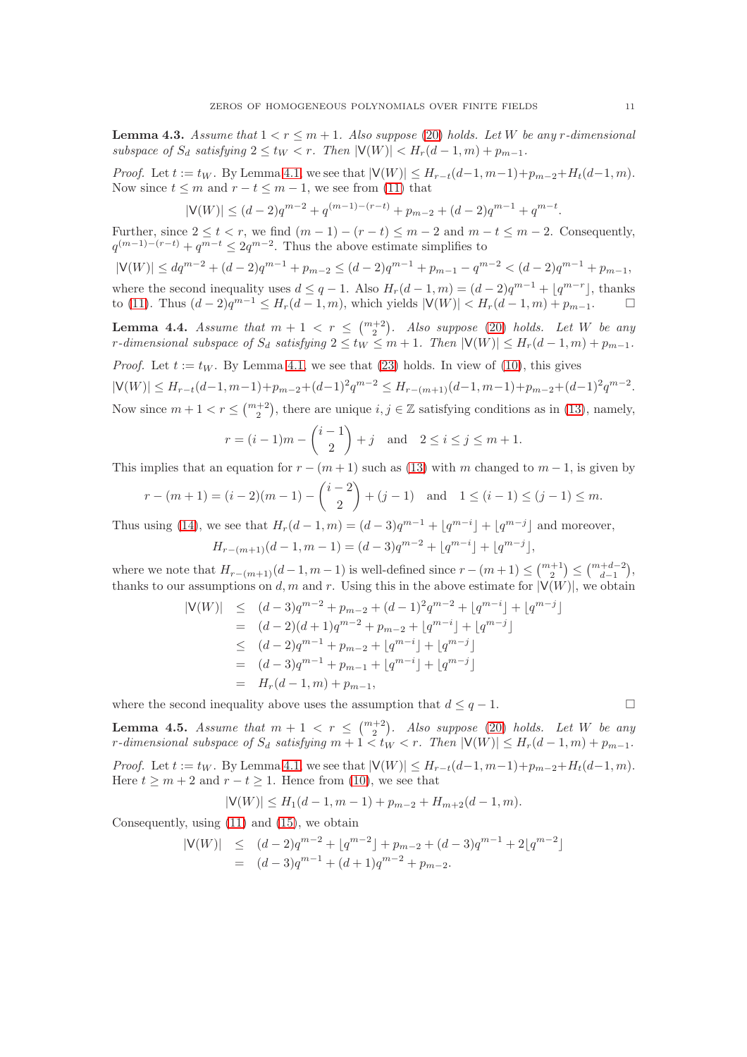**Lemma 4.3.** *Assume that $1 < r \le m+1$. Also suppose (20) holds. Let $W$ be any $r$-dimensional subspace of $S_d$ satisfying $2 \le t_W < r$. Then $|\mathsf{V}(W)| < H_r(d-1,m) + p_{m-1}$.*

*Proof.* Let $t := t_W$. By Lemma 4.1, we see that $|\mathsf{V}(W)| \le H_{r-t}(d-1,m-1)+p_{m-2}+H_t(d-1,m)$. Now since $t \le m$ and $r-t \le m-1$, we see from (11) that

$$|\mathsf{V}(W)| \le (d-2)q^{m-2} + q^{(m-1)-(r-t)} + p_{m-2} + (d-2)q^{m-1} + q^{m-t}.$$

Further, since $2 \le t < r$, we find $(m-1)-(r-t) \le m-2$ and $m-t \le m-2$. Consequently, $q^{(m-1)-(r-t)} + q^{m-t} \le 2q^{m-2}$. Thus the above estimate simplifies to

$$|\mathsf{V}(W)| \le dq^{m-2} + (d-2)q^{m-1} + p_{m-2} \le (d-2)q^{m-1} + p_{m-1} - q^{m-2} < (d-2)q^{m-1} + p_{m-1},$$

where the second inequality uses $d \le q-1$. Also $H_r(d-1,m) = (d-2)q^{m-1} + \lfloor q^{m-r} \rfloor$, thanks to (11). Thus $(d-2)q^{m-1} \le H_r(d-1,m)$, which yields $|\mathsf{V}(W)| < H_r(d-1,m) + p_{m-1}$. $\square$

**Lemma 4.4.** *Assume that $m+1 < r \le \binom{m+2}{2}$. Also suppose (20) holds. Let $W$ be any $r$-dimensional subspace of $S_d$ satisfying $2 \le t_W \le m+1$. Then $|\mathsf{V}(W)| \le H_r(d-1,m) + p_{m-1}$.*

*Proof.* Let $t := t_W$. By Lemma 4.1, we see that (23) holds. In view of (10), this gives

$$|\mathsf{V}(W)| \le H_{r-t}(d-1,m-1)+p_{m-2}+(d-1)^2q^{m-2} \le H_{r-(m+1)}(d-1,m-1)+p_{m-2}+(d-1)^2q^{m-2}.$$

Now since $m+1 < r \le \binom{m+2}{2}$, there are unique $i,j \in \mathbb{Z}$ satisfying conditions as in (13), namely,

$$r = (i-1)m - \binom{i-1}{2} + j \quad \text{and} \quad 2 \le i \le j \le m+1.$$

This implies that an equation for $r-(m+1)$ such as (13) with $m$ changed to $m-1$, is given by

$$r-(m+1) = (i-2)(m-1) - \binom{i-2}{2} + (j-1) \quad \text{and} \quad 1 \le (i-1) \le (j-1) \le m.$$

Thus using (14), we see that $H_r(d-1,m) = (d-3)q^{m-1} + \lfloor q^{m-i} \rfloor + \lfloor q^{m-j} \rfloor$ and moreover,

$$H_{r-(m+1)}(d-1,m-1) = (d-3)q^{m-2} + \lfloor q^{m-i} \rfloor + \lfloor q^{m-j} \rfloor,$$

where we note that $H_{r-(m+1)}(d-1,m-1)$ is well-defined since $r-(m+1) \le \binom{m+1}{2} \le \binom{m+d-2}{d-1}$, thanks to our assumptions on $d,m$ and $r$. Using this in the above estimate for $|\mathsf{V}(W)|$, we obtain

$$\begin{aligned}
|\mathsf{V}(W)| &\le (d-3)q^{m-2} + p_{m-2} + (d-1)^2q^{m-2} + \lfloor q^{m-i} \rfloor + \lfloor q^{m-j} \rfloor \\
&= (d-2)(d+1)q^{m-2} + p_{m-2} + \lfloor q^{m-i} \rfloor + \lfloor q^{m-j} \rfloor \\
&\le (d-2)q^{m-1} + p_{m-2} + \lfloor q^{m-i} \rfloor + \lfloor q^{m-j} \rfloor \\
&= (d-3)q^{m-1} + p_{m-1} + \lfloor q^{m-i} \rfloor + \lfloor q^{m-j} \rfloor \\
&= H_r(d-1,m) + p_{m-1},
\end{aligned}$$

where the second inequality above uses the assumption that $d \le q-1$. $\square$

**Lemma 4.5.** *Assume that $m+1 < r \le \binom{m+2}{2}$. Also suppose (20) holds. Let $W$ be any $r$-dimensional subspace of $S_d$ satisfying $m+1 < t_W < r$. Then $|\mathsf{V}(W)| \le H_r(d-1,m) + p_{m-1}$.*

*Proof.* Let $t := t_W$. By Lemma 4.1, we see that $|\mathsf{V}(W)| \le H_{r-t}(d-1,m-1)+p_{m-2}+H_t(d-1,m)$. Here $t \ge m+2$ and $r-t \ge 1$. Hence from (10), we see that

$$|\mathsf{V}(W)| \le H_1(d-1,m-1) + p_{m-2} + H_{m+2}(d-1,m).$$

Consequently, using (11) and (15), we obtain

$$\begin{aligned}
|\mathsf{V}(W)| &\le (d-2)q^{m-2} + \lfloor q^{m-2} \rfloor + p_{m-2} + (d-3)q^{m-1} + 2\lfloor q^{m-2} \rfloor \\
&= (d-3)q^{m-1} + (d+1)q^{m-2} + p_{m-2}.
\end{aligned}$$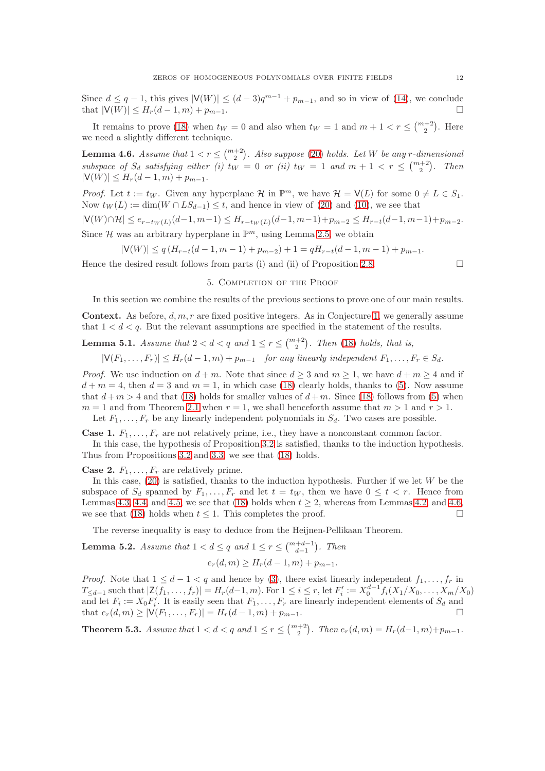Since $d \le q-1$, this gives $|\mathsf{V}(W)| \le (d-3)q^{m-1} + p_{m-1}$, and so in view of (14), we conclude that $|\mathsf{V}(W)| \le H_r(d-1,m) + p_{m-1}$. □

It remains to prove (18) when $t_W = 0$ and also when $t_W = 1$ and $m+1 < r \le \binom{m+2}{2}$. Here we need a slightly different technique.

**Lemma 4.6.** *Assume that $1 < r \le \binom{m+2}{2}$. Also suppose (20) holds. Let $W$ be any $r$-dimensional subspace of $S_d$ satisfying either (i) $t_W = 0$ or (ii) $t_W = 1$ and $m+1 < r \le \binom{m+2}{2}$. Then $|\mathsf{V}(W)| \le H_r(d-1,m) + p_{m-1}$.*

*Proof.* Let $t := t_W$. Given any hyperplane $\mathcal{H}$ in $\mathbb{P}^m$, we have $\mathcal{H} = \mathsf{V}(L)$ for some $0 \ne L \in S_1$. Now $t_W(L) := \dim(W \cap LS_{d-1}) \le t$, and hence in view of (20) and (10), we see that

$$|\mathsf{V}(W) \cap \mathcal{H}| \le e_{r-t_W(L)}(d-1,m-1) \le H_{r-t_W(L)}(d-1,m-1) + p_{m-2} \le H_{r-t}(d-1,m-1) + p_{m-2}.$$

Since $\mathcal{H}$ was an arbitrary hyperplane in $\mathbb{P}^m$, using Lemma 2.5, we obtain

$$|\mathsf{V}(W)| \le q\left(H_{r-t}(d-1,m-1) + p_{m-2}\right) + 1 = qH_{r-t}(d-1,m-1) + p_{m-1}.$$

Hence the desired result follows from parts (i) and (ii) of Proposition 2.8. □

## 5. Completion of the Proof

In this section we combine the results of the previous sections to prove one of our main results.

**Context.** As before, $d, m, r$ are fixed positive integers. As in Conjecture 1, we generally assume that $1 < d < q$. But the relevant assumptions are specified in the statement of the results.

**Lemma 5.1.** *Assume that $2 < d < q$ and $1 \le r \le \binom{m+2}{2}$. Then (18) holds, that is,*

$$|\mathsf{V}(F_1, \dots, F_r)| \le H_r(d-1,m) + p_{m-1} \quad \text{for any linearly independent } F_1, \dots, F_r \in S_d.$$

*Proof.* We use induction on $d+m$. Note that since $d \ge 3$ and $m \ge 1$, we have $d+m \ge 4$ and if $d+m = 4$, then $d = 3$ and $m = 1$, in which case (18) clearly holds, thanks to (5). Now assume that $d+m > 4$ and that (18) holds for smaller values of $d+m$. Since (18) follows from (5) when $m = 1$ and from Theorem 2.1 when $r = 1$, we shall henceforth assume that $m > 1$ and $r > 1$.

Let $F_1, \dots, F_r$ be any linearly independent polynomials in $S_d$. Two cases are possible.

**Case 1.** $F_1, \dots, F_r$ are not relatively prime, i.e., they have a nonconstant common factor.

In this case, the hypothesis of Proposition 3.2 is satisfied, thanks to the induction hypothesis. Thus from Propositions 3.2 and 3.3, we see that (18) holds.

**Case 2.** $F_1, \dots, F_r$ are relatively prime.

In this case, (20) is satisfied, thanks to the induction hypothesis. Further if we let $W$ be the subspace of $S_d$ spanned by $F_1, \dots, F_r$ and let $t = t_W$, then we have $0 \le t < r$. Hence from Lemmas 4.3, 4.4, and 4.5, we see that (18) holds when $t \ge 2$, whereas from Lemmas 4.2, and 4.6, we see that (18) holds when $t \le 1$. This completes the proof. □

The reverse inequality is easy to deduce from the Heijnen-Pellikaan Theorem.

**Lemma 5.2.** *Assume that $1 < d \le q$ and $1 \le r \le \binom{m+d-1}{d-1}$. Then*

$$e_r(d,m) \ge H_r(d-1,m) + p_{m-1}.$$

*Proof.* Note that $1 \le d-1 < q$ and hence by (3), there exist linearly independent $f_1, \dots, f_r$ in $T_{\le d-1}$ such that $|\mathsf{Z}(f_1, \dots, f_r)| = H_r(d-1,m)$. For $1 \le i \le r$, let $F_i' := X_0^{d-1} f_i(X_1/X_0, \dots, X_m/X_0)$ and let $F_i := X_0 F_i'$. It is easily seen that $F_1, \dots, F_r$ are linearly independent elements of $S_d$ and that $e_r(d,m) \ge |\mathsf{V}(F_1, \dots, F_r)| = H_r(d-1,m) + p_{m-1}$. □

**Theorem 5.3.** *Assume that $1 < d < q$ and $1 \le r \le \binom{m+2}{2}$. Then $e_r(d,m) = H_r(d-1,m) + p_{m-1}$.*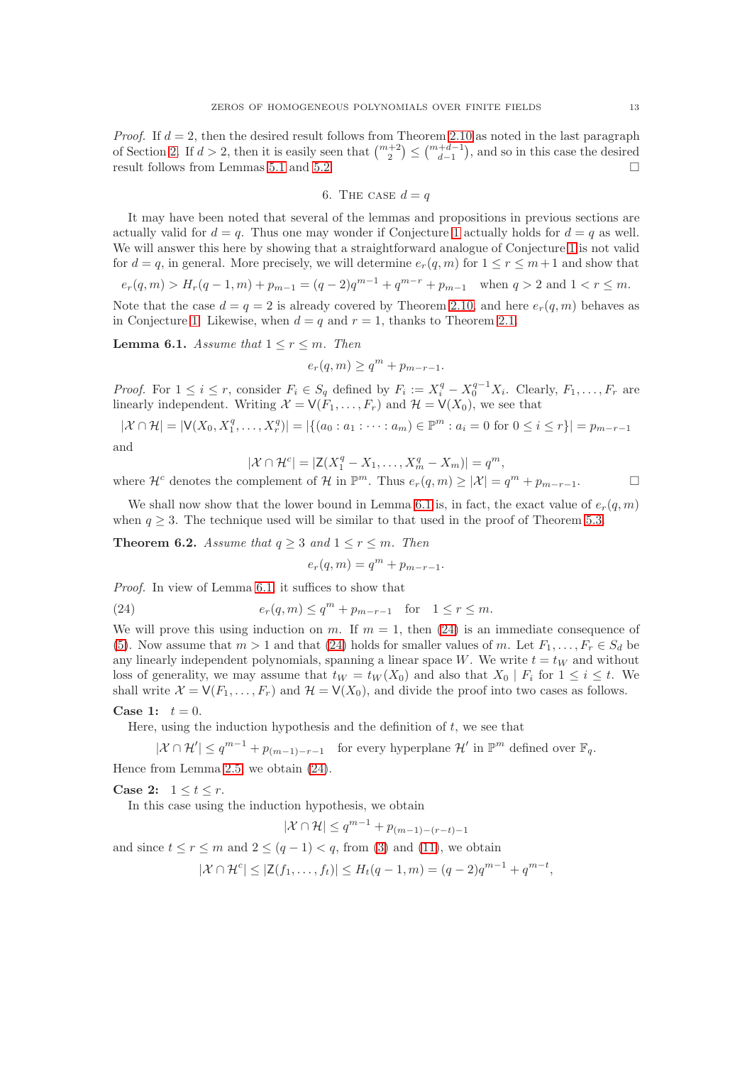*Proof.* If $d = 2$, then the desired result follows from Theorem 2.10 as noted in the last paragraph of Section 2. If $d > 2$, then it is easily seen that $\binom{m+2}{2} \leq \binom{m+d-1}{d-1}$, and so in this case the desired result follows from Lemmas 5.1 and 5.2. □

## 6. The case $d = q$

It may have been noted that several of the lemmas and propositions in previous sections are actually valid for $d = q$. Thus one may wonder if Conjecture 1 actually holds for $d = q$ as well. We will answer this here by showing that a straightforward analogue of Conjecture 1 is not valid for $d = q$, in general. More precisely, we will determine $e_r(q, m)$ for $1 \leq r \leq m+1$ and show that

$$e_r(q, m) > H_r(q-1, m) + p_{m-1} = (q-2)q^{m-1} + q^{m-r} + p_{m-1} \quad \text{when } q > 2 \text{ and } 1 < r \leq m.$$

Note that the case $d = q = 2$ is already covered by Theorem 2.10, and here $e_r(q, m)$ behaves as in Conjecture 1. Likewise, when $d = q$ and $r = 1$, thanks to Theorem 2.1.

**Lemma 6.1.** *Assume that $1 \leq r \leq m$. Then*

$$e_r(q, m) \geq q^m + p_{m-r-1}.$$

*Proof.* For $1 \leq i \leq r$, consider $F_i \in S_q$ defined by $F_i := X_i^q - X_0^{q-1} X_i$. Clearly, $F_1, \ldots, F_r$ are linearly independent. Writing $\mathcal{X} = \mathsf{V}(F_1, \ldots, F_r)$ and $\mathcal{H} = \mathsf{V}(X_0)$, we see that

$$|\mathcal{X} \cap \mathcal{H}| = |\mathsf{V}(X_0, X_1^q, \ldots, X_r^q)| = |\{(a_0 : a_1 : \cdots : a_m) \in \mathbb{P}^m : a_i = 0 \text{ for } 0 \leq i \leq r\}| = p_{m-r-1}$$

and

$$|\mathcal{X} \cap \mathcal{H}^c| = |\mathsf{Z}(X_1^q - X_1, \ldots, X_m^q - X_m)| = q^m,$$

where $\mathcal{H}^c$ denotes the complement of $\mathcal{H}$ in $\mathbb{P}^m$. Thus $e_r(q, m) \geq |\mathcal{X}| = q^m + p_{m-r-1}$. □

We shall now show that the lower bound in Lemma 6.1 is, in fact, the exact value of $e_r(q, m)$ when $q \geq 3$. The technique used will be similar to that used in the proof of Theorem 5.3.

**Theorem 6.2.** *Assume that $q \geq 3$ and $1 \leq r \leq m$. Then*

$$e_r(q, m) = q^m + p_{m-r-1}.$$

*Proof.* In view of Lemma 6.1, it suffices to show that

$$e_r(q, m) \leq q^m + p_{m-r-1} \quad \text{for} \quad 1 \leq r \leq m. \tag{24}$$

We will prove this using induction on $m$. If $m = 1$, then (24) is an immediate consequence of (5). Now assume that $m > 1$ and that (24) holds for smaller values of $m$. Let $F_1, \ldots, F_r \in S_d$ be any linearly independent polynomials, spanning a linear space $W$. We write $t = t_W$ and without loss of generality, we may assume that $t_W = t_W(X_0)$ and also that $X_0 \mid F_i$ for $1 \leq i \leq t$. We shall write $\mathcal{X} = \mathsf{V}(F_1, \ldots, F_r)$ and $\mathcal{H} = \mathsf{V}(X_0)$, and divide the proof into two cases as follows.

**Case 1:** $t = 0$.

Here, using the induction hypothesis and the definition of $t$, we see that

$$|\mathcal{X} \cap \mathcal{H}'| \leq q^{m-1} + p_{(m-1)-r-1} \quad \text{for every hyperplane } \mathcal{H}' \text{ in } \mathbb{P}^m \text{ defined over } \mathbb{F}_q.$$

Hence from Lemma 2.5, we obtain (24).

**Case 2:** $1 \leq t \leq r$.

In this case using the induction hypothesis, we obtain

$$|\mathcal{X} \cap \mathcal{H}| \leq q^{m-1} + p_{(m-1)-(r-t)-1}$$

and since $t \leq r \leq m$ and $2 \leq (q-1) < q$, from (3) and (11), we obtain

$$|\mathcal{X} \cap \mathcal{H}^c| \leq |\mathsf{Z}(f_1, \ldots, f_t)| \leq H_t(q-1, m) = (q-2)q^{m-1} + q^{m-t},$$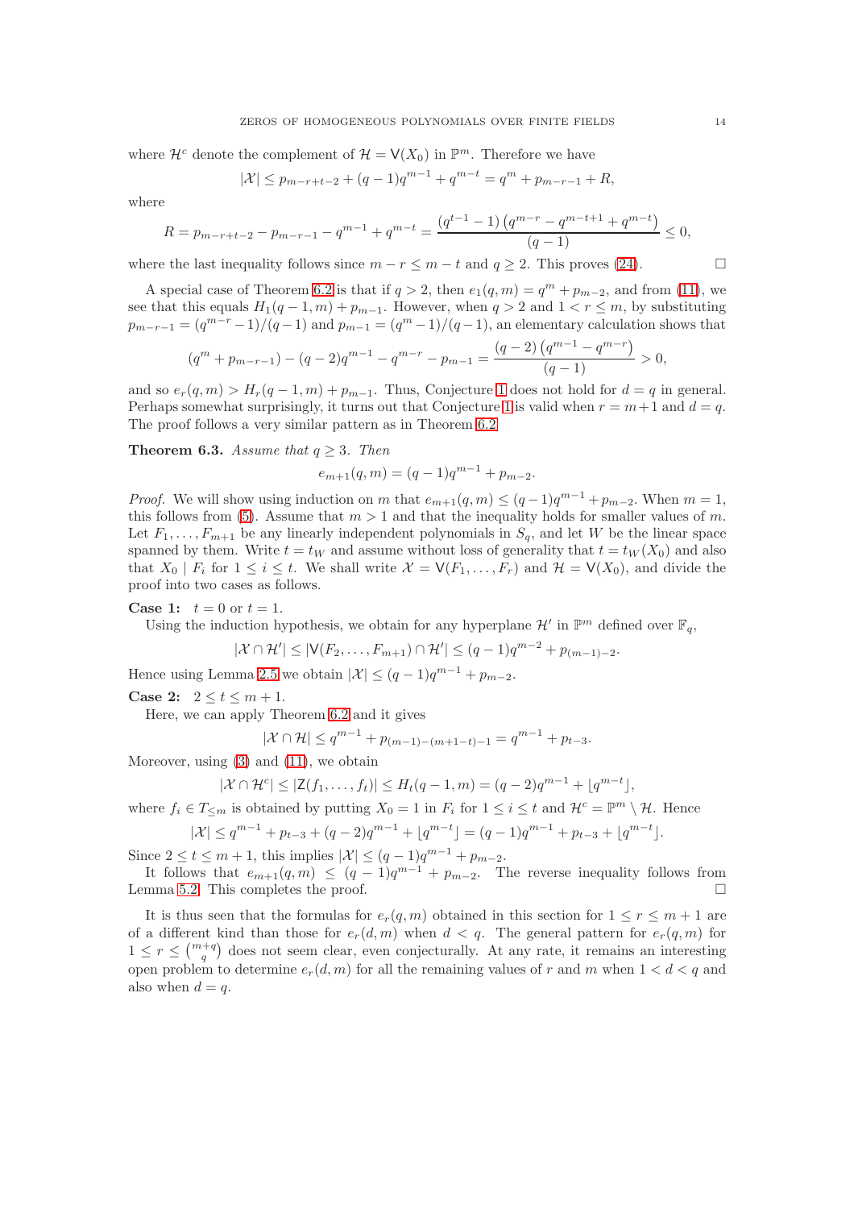where $\mathcal{H}^c$ denote the complement of $\mathcal{H} = \mathsf{V}(X_0)$ in $\mathbb{P}^m$. Therefore we have

$$|\mathcal{X}| \le p_{m-r+t-2} + (q-1)q^{m-1} + q^{m-t} = q^m + p_{m-r-1} + R,$$

where

$$R = p_{m-r+t-2} - p_{m-r-1} - q^{m-1} + q^{m-t} = \frac{\left(q^{t-1}-1\right)\left(q^{m-r} - q^{m-t+1} + q^{m-t}\right)}{(q-1)} \le 0,$$

where the last inequality follows since $m - r \le m - t$ and $q \ge 2$. This proves (24). $\square$

A special case of Theorem 6.2 is that if $q > 2$, then $e_1(q,m) = q^m + p_{m-2}$, and from (11), we see that this equals $H_1(q-1,m) + p_{m-1}$. However, when $q > 2$ and $1 < r \le m$, by substituting $p_{m-r-1} = (q^{m-r}-1)/(q-1)$ and $p_{m-1} = (q^m-1)/(q-1)$, an elementary calculation shows that

$$(q^m + p_{m-r-1}) - (q-2)q^{m-1} - q^{m-r} - p_{m-1} = \frac{(q-2)\left(q^{m-1} - q^{m-r}\right)}{(q-1)} > 0,$$

and so $e_r(q,m) > H_r(q-1,m) + p_{m-1}$. Thus, Conjecture 1 does not hold for $d = q$ in general. Perhaps somewhat surprisingly, it turns out that Conjecture 1 is valid when $r = m+1$ and $d = q$. The proof follows a very similar pattern as in Theorem 6.2

**Theorem 6.3.** *Assume that $q \ge 3$. Then*

$$e_{m+1}(q,m) = (q-1)q^{m-1} + p_{m-2}.$$

*Proof.* We will show using induction on $m$ that $e_{m+1}(q,m) \le (q-1)q^{m-1} + p_{m-2}$. When $m = 1$, this follows from (5). Assume that $m > 1$ and that the inequality holds for smaller values of $m$. Let $F_1, \dots, F_{m+1}$ be any linearly independent polynomials in $S_q$, and let $W$ be the linear space spanned by them. Write $t = t_W$ and assume without loss of generality that $t = t_W(X_0)$ and also that $X_0 \mid F_i$ for $1 \le i \le t$. We shall write $\mathcal{X} = \mathsf{V}(F_1, \dots, F_r)$ and $\mathcal{H} = \mathsf{V}(X_0)$, and divide the proof into two cases as follows.

**Case 1:** $t = 0$ or $t = 1$.

Using the induction hypothesis, we obtain for any hyperplane $\mathcal{H}'$ in $\mathbb{P}^m$ defined over $\mathbb{F}_q$,

$$|\mathcal{X} \cap \mathcal{H}'| \le |\mathsf{V}(F_2, \dots, F_{m+1}) \cap \mathcal{H}'| \le (q-1)q^{m-2} + p_{(m-1)-2}.$$

Hence using Lemma 2.5 we obtain $|\mathcal{X}| \le (q-1)q^{m-1} + p_{m-2}$.

**Case 2:** $2 \le t \le m+1$.

Here, we can apply Theorem 6.2 and it gives

$$|\mathcal{X} \cap \mathcal{H}| \le q^{m-1} + p_{(m-1)-(m+1-t)-1} = q^{m-1} + p_{t-3}.$$

Moreover, using (3) and (11), we obtain

$$|\mathcal{X} \cap \mathcal{H}^c| \le |\mathsf{Z}(f_1, \dots, f_t)| \le H_t(q-1,m) = (q-2)q^{m-1} + \lfloor q^{m-t} \rfloor,$$

where $f_i \in T_{\le m}$ is obtained by putting $X_0 = 1$ in $F_i$ for $1 \le i \le t$ and $\mathcal{H}^c = \mathbb{P}^m \setminus \mathcal{H}$. Hence

$$|\mathcal{X}| \le q^{m-1} + p_{t-3} + (q-2)q^{m-1} + \lfloor q^{m-t} \rfloor = (q-1)q^{m-1} + p_{t-3} + \lfloor q^{m-t} \rfloor.$$

Since $2 \le t \le m+1$, this implies $|\mathcal{X}| \le (q-1)q^{m-1} + p_{m-2}$.

It follows that $e_{m+1}(q,m) \le (q-1)q^{m-1} + p_{m-2}$. The reverse inequality follows from Lemma 5.2. This completes the proof. $\square$

It is thus seen that the formulas for $e_r(q,m)$ obtained in this section for $1 \le r \le m+1$ are of a different kind than those for $e_r(d,m)$ when $d < q$. The general pattern for $e_r(q,m)$ for $1 \le r \le \binom{m+q}{q}$ does not seem clear, even conjecturally. At any rate, it remains an interesting open problem to determine $e_r(d,m)$ for all the remaining values of $r$ and $m$ when $1 < d < q$ and also when $d = q$.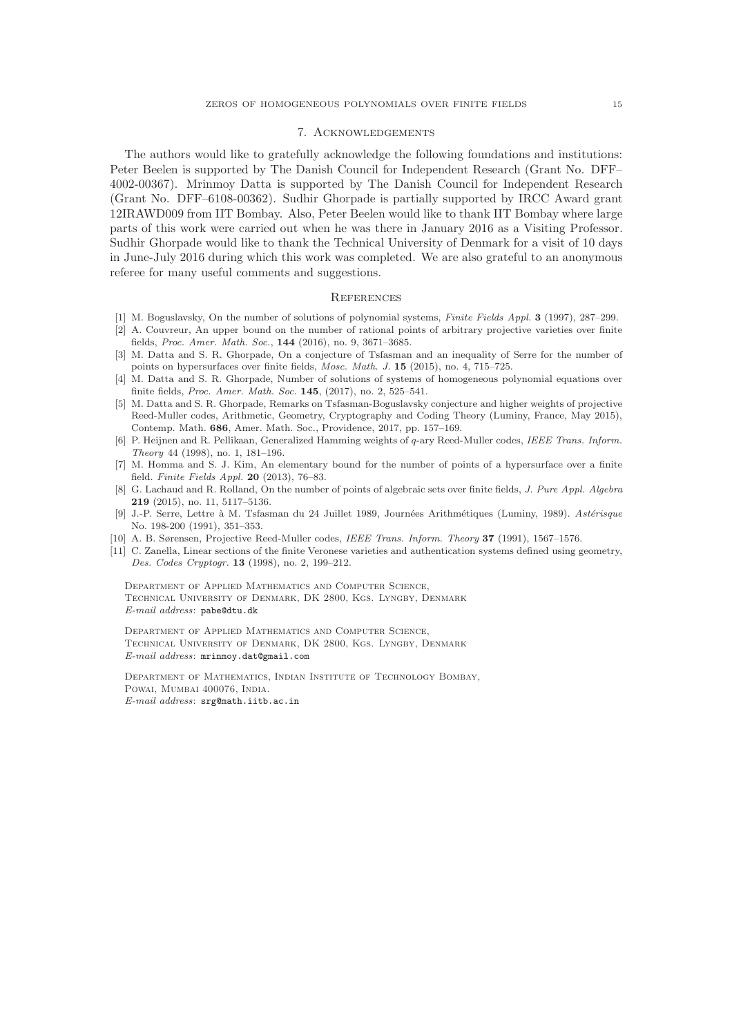## 7. Acknowledgements

The authors would like to gratefully acknowledge the following foundations and institutions: Peter Beelen is supported by The Danish Council for Independent Research (Grant No. DFF–4002-00367). Mrinmoy Datta is supported by The Danish Council for Independent Research (Grant No. DFF–6108-00362). Sudhir Ghorpade is partially supported by IRCC Award grant 12IRAWD009 from IIT Bombay. Also, Peter Beelen would like to thank IIT Bombay where large parts of this work were carried out when he was there in January 2016 as a Visiting Professor. Sudhir Ghorpade would like to thank the Technical University of Denmark for a visit of 10 days in June-July 2016 during which this work was completed. We are also grateful to an anonymous referee for many useful comments and suggestions.

## References

[1] M. Boguslavsky, On the number of solutions of polynomial systems, *Finite Fields Appl.* **3** (1997), 287–299.

[2] A. Couvreur, An upper bound on the number of rational points of arbitrary projective varieties over finite fields, *Proc. Amer. Math. Soc.*, **144** (2016), no. 9, 3671–3685.

[3] M. Datta and S. R. Ghorpade, On a conjecture of Tsfasman and an inequality of Serre for the number of points on hypersurfaces over finite fields, *Mosc. Math. J.* **15** (2015), no. 4, 715–725.

[4] M. Datta and S. R. Ghorpade, Number of solutions of systems of homogeneous polynomial equations over finite fields, *Proc. Amer. Math. Soc.* **145**, (2017), no. 2, 525–541.

[5] M. Datta and S. R. Ghorpade, Remarks on Tsfasman-Boguslavsky conjecture and higher weights of projective Reed-Muller codes, Arithmetic, Geometry, Cryptography and Coding Theory (Luminy, France, May 2015), Contemp. Math. **686**, Amer. Math. Soc., Providence, 2017, pp. 157–169.

[6] P. Heijnen and R. Pellikaan, Generalized Hamming weights of $q$-ary Reed-Muller codes, *IEEE Trans. Inform. Theory* 44 (1998), no. 1, 181–196.

[7] M. Homma and S. J. Kim, An elementary bound for the number of points of a hypersurface over a finite field. *Finite Fields Appl.* **20** (2013), 76–83.

[8] G. Lachaud and R. Rolland, On the number of points of algebraic sets over finite fields, *J. Pure Appl. Algebra* **219** (2015), no. 11, 5117–5136.

[9] J.-P. Serre, Lettre à M. Tsfasman du 24 Juillet 1989, Journées Arithmétiques (Luminy, 1989). *Astérisque* No. 198-200 (1991), 351–353.

[10] A. B. Sørensen, Projective Reed-Muller codes, *IEEE Trans. Inform. Theory* **37** (1991), 1567–1576.

[11] C. Zanella, Linear sections of the finite Veronese varieties and authentication systems defined using geometry, *Des. Codes Cryptogr.* **13** (1998), no. 2, 199–212.

Department of Applied Mathematics and Computer Science,
Technical University of Denmark, DK 2800, Kgs. Lyngby, Denmark
*E-mail address*: pabe@dtu.dk

Department of Applied Mathematics and Computer Science,
Technical University of Denmark, DK 2800, Kgs. Lyngby, Denmark
*E-mail address*: mrinmoy.dat@gmail.com

Department of Mathematics, Indian Institute of Technology Bombay,
Powai, Mumbai 400076, India.
*E-mail address*: srg@math.iitb.ac.in